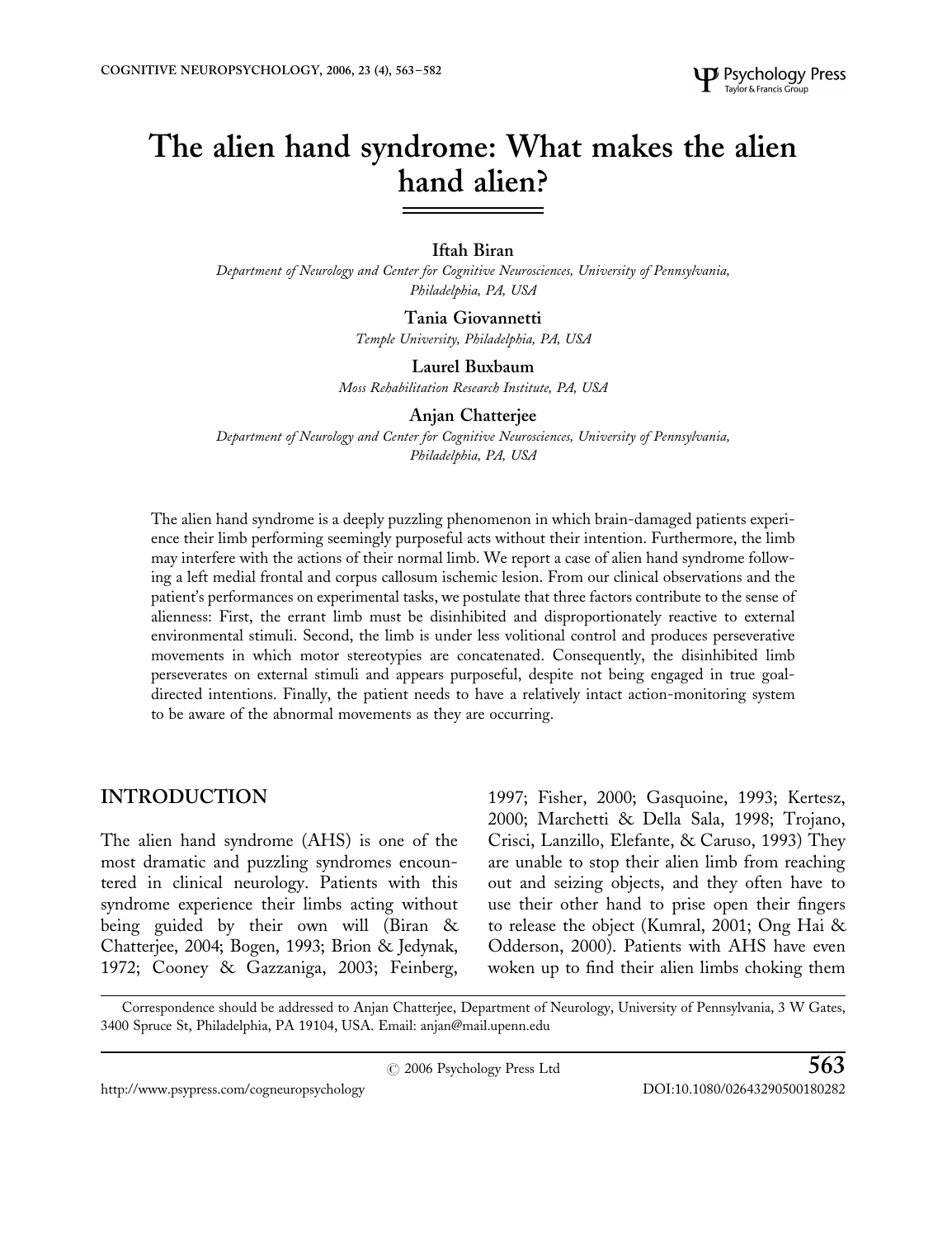# The alien hand syndrome: What makes the alien hand alien?

**Iftah Biran**

*Department of Neurology and Center for Cognitive Neurosciences, University of Pennsylvania, Philadelphia, PA, USA*

**Tania Giovannetti**

*Temple University, Philadelphia, PA, USA*

**Laurel Buxbaum**

*Moss Rehabilitation Research Institute, PA, USA*

**Anjan Chatterjee**

*Department of Neurology and Center for Cognitive Neurosciences, University of Pennsylvania, Philadelphia, PA, USA*

The alien hand syndrome is a deeply puzzling phenomenon in which brain-damaged patients experience their limb performing seemingly purposeful acts without their intention. Furthermore, the limb may interfere with the actions of their normal limb. We report a case of alien hand syndrome following a left medial frontal and corpus callosum ischemic lesion. From our clinical observations and the patient's performances on experimental tasks, we postulate that three factors contribute to the sense of alienness: First, the errant limb must be disinhibited and disproportionately reactive to external environmental stimuli. Second, the limb is under less volitional control and produces perseverative movements in which motor stereotypies are concatenated. Consequently, the disinhibited limb perseverates on external stimuli and appears purposeful, despite not being engaged in true goal-directed intentions. Finally, the patient needs to have a relatively intact action-monitoring system to be aware of the abnormal movements as they are occurring.

## INTRODUCTION

The alien hand syndrome (AHS) is one of the most dramatic and puzzling syndromes encountered in clinical neurology. Patients with this syndrome experience their limbs acting without being guided by their own will (Biran & Chatterjee, 2004; Bogen, 1993; Brion & Jedynak, 1972; Cooney & Gazzaniga, 2003; Feinberg, 1997; Fisher, 2000; Gasquoine, 1993; Kertesz, 2000; Marchetti & Della Sala, 1998; Trojano, Crisci, Lanzillo, Elefante, & Caruso, 1993) They are unable to stop their alien limb from reaching out and seizing objects, and they often have to use their other hand to prise open their fingers to release the object (Kumral, 2001; Ong Hai & Odderson, 2000). Patients with AHS have even woken up to find their alien limbs choking them

Correspondence should be addressed to Anjan Chatterjee, Department of Neurology, University of Pennsylvania, 3 W Gates, 3400 Spruce St, Philadelphia, PA 19104, USA. Email: anjan@mail.upenn.edu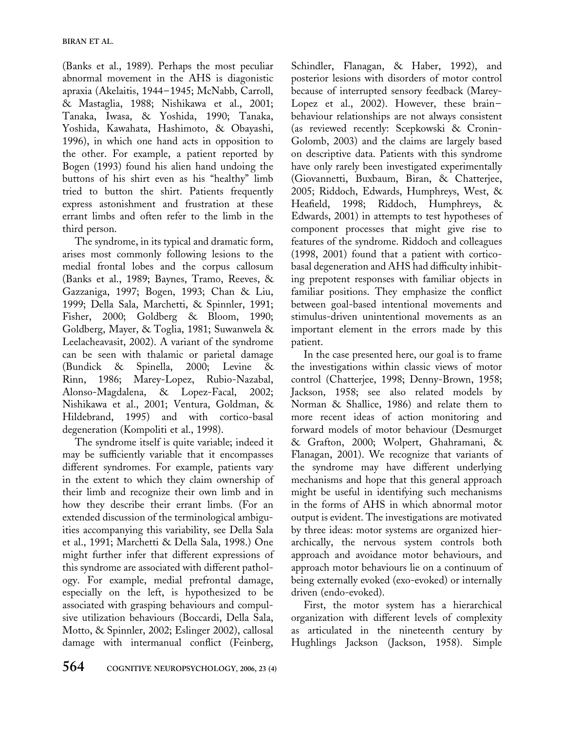(Banks et al., 1989). Perhaps the most peculiar abnormal movement in the AHS is diagonistic apraxia (Akelaitis, 1944–1945; McNabb, Carroll, & Mastaglia, 1988; Nishikawa et al., 2001; Tanaka, Iwasa, & Yoshida, 1990; Tanaka, Yoshida, Kawahata, Hashimoto, & Obayashi, 1996), in which one hand acts in opposition to the other. For example, a patient reported by Bogen (1993) found his alien hand undoing the buttons of his shirt even as his "healthy" limb tried to button the shirt. Patients frequently express astonishment and frustration at these errant limbs and often refer to the limb in the third person.

The syndrome, in its typical and dramatic form, arises most commonly following lesions to the medial frontal lobes and the corpus callosum (Banks et al., 1989; Baynes, Tramo, Reeves, & Gazzaniga, 1997; Bogen, 1993; Chan & Liu, 1999; Della Sala, Marchetti, & Spinnler, 1991; Fisher, 2000; Goldberg & Bloom, 1990; Goldberg, Mayer, & Toglia, 1981; Suwanwela & Leelacheavasit, 2002). A variant of the syndrome can be seen with thalamic or parietal damage (Bundick & Spinella, 2000; Levine & Rinn, 1986; Marey-Lopez, Rubio-Nazabal, Alonso-Magdalena, & Lopez-Facal, 2002; Nishikawa et al., 2001; Ventura, Goldman, & Hildebrand, 1995) and with cortico-basal degeneration (Kompoliti et al., 1998).

The syndrome itself is quite variable; indeed it may be sufficiently variable that it encompasses different syndromes. For example, patients vary in the extent to which they claim ownership of their limb and recognize their own limb and in how they describe their errant limbs. (For an extended discussion of the terminological ambiguities accompanying this variability, see Della Sala et al., 1991; Marchetti & Della Sala, 1998.) One might further infer that different expressions of this syndrome are associated with different pathology. For example, medial prefrontal damage, especially on the left, is hypothesized to be associated with grasping behaviours and compulsive utilization behaviours (Boccardi, Della Sala, Motto, & Spinnler, 2002; Eslinger 2002), callosal damage with intermanual conflict (Feinberg, Schindler, Flanagan, & Haber, 1992), and posterior lesions with disorders of motor control because of interrupted sensory feedback (Marey-Lopez et al., 2002). However, these brain–behaviour relationships are not always consistent (as reviewed recently: Scepkowski & Cronin-Golomb, 2003) and the claims are largely based on descriptive data. Patients with this syndrome have only rarely been investigated experimentally (Giovannetti, Buxbaum, Biran, & Chatterjee, 2005; Riddoch, Edwards, Humphreys, West, & Heafield, 1998; Riddoch, Humphreys, & Edwards, 2001) in attempts to test hypotheses of component processes that might give rise to features of the syndrome. Riddoch and colleagues (1998, 2001) found that a patient with cortico-basal degeneration and AHS had difficulty inhibiting prepotent responses with familiar objects in familiar positions. They emphasize the conflict between goal-based intentional movements and stimulus-driven unintentional movements as an important element in the errors made by this patient.

In the case presented here, our goal is to frame the investigations within classic views of motor control (Chatterjee, 1998; Denny-Brown, 1958; Jackson, 1958; see also related models by Norman & Shallice, 1986) and relate them to more recent ideas of action monitoring and forward models of motor behaviour (Desmurget & Grafton, 2000; Wolpert, Ghahramani, & Flanagan, 2001). We recognize that variants of the syndrome may have different underlying mechanisms and hope that this general approach might be useful in identifying such mechanisms in the forms of AHS in which abnormal motor output is evident. The investigations are motivated by three ideas: motor systems are organized hierarchically, the nervous system controls both approach and avoidance motor behaviours, and approach motor behaviours lie on a continuum of being externally evoked (exo-evoked) or internally driven (endo-evoked).

First, the motor system has a hierarchical organization with different levels of complexity as articulated in the nineteenth century by Hughlings Jackson (Jackson, 1958). Simple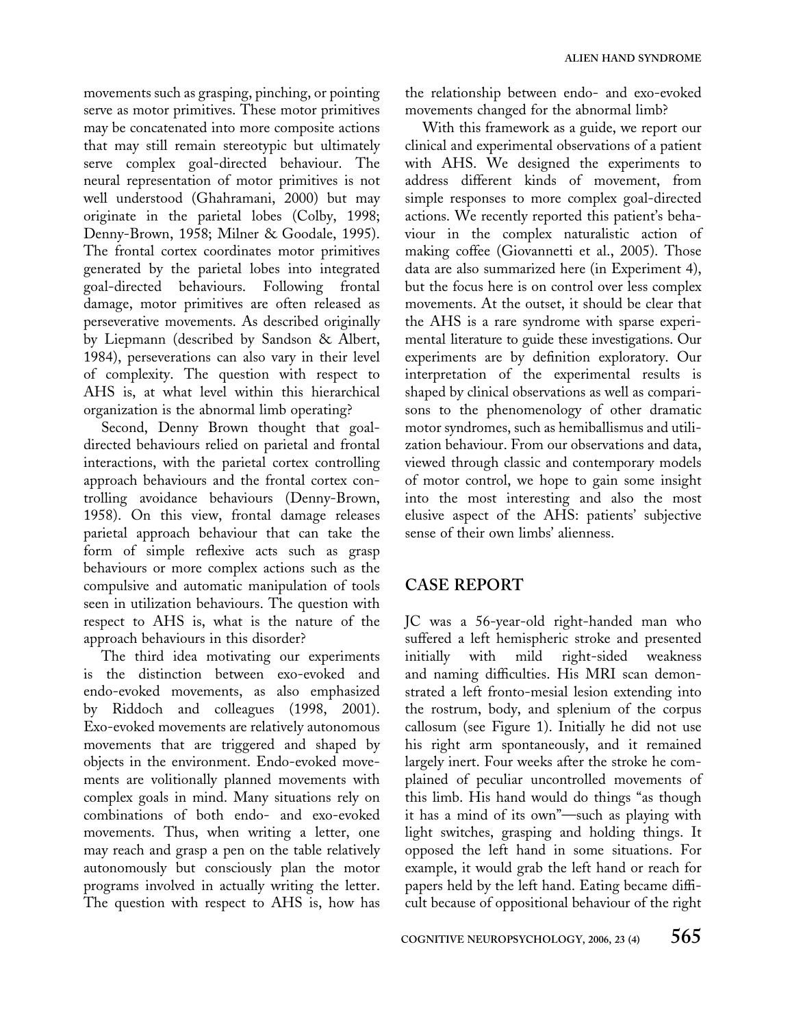movements such as grasping, pinching, or pointing serve as motor primitives. These motor primitives may be concatenated into more composite actions that may still remain stereotypic but ultimately serve complex goal-directed behaviour. The neural representation of motor primitives is not well understood (Ghahramani, 2000) but may originate in the parietal lobes (Colby, 1998; Denny-Brown, 1958; Milner & Goodale, 1995). The frontal cortex coordinates motor primitives generated by the parietal lobes into integrated goal-directed behaviours. Following frontal damage, motor primitives are often released as perseverative movements. As described originally by Liepmann (described by Sandson & Albert, 1984), perseverations can also vary in their level of complexity. The question with respect to AHS is, at what level within this hierarchical organization is the abnormal limb operating?

Second, Denny Brown thought that goal-directed behaviours relied on parietal and frontal interactions, with the parietal cortex controlling approach behaviours and the frontal cortex controlling avoidance behaviours (Denny-Brown, 1958). On this view, frontal damage releases parietal approach behaviour that can take the form of simple reflexive acts such as grasp behaviours or more complex actions such as the compulsive and automatic manipulation of tools seen in utilization behaviours. The question with respect to AHS is, what is the nature of the approach behaviours in this disorder?

The third idea motivating our experiments is the distinction between exo-evoked and endo-evoked movements, as also emphasized by Riddoch and colleagues (1998, 2001). Exo-evoked movements are relatively autonomous movements that are triggered and shaped by objects in the environment. Endo-evoked movements are volitionally planned movements with complex goals in mind. Many situations rely on combinations of both endo- and exo-evoked movements. Thus, when writing a letter, one may reach and grasp a pen on the table relatively autonomously but consciously plan the motor programs involved in actually writing the letter. The question with respect to AHS is, how has the relationship between endo- and exo-evoked movements changed for the abnormal limb?

With this framework as a guide, we report our clinical and experimental observations of a patient with AHS. We designed the experiments to address different kinds of movement, from simple responses to more complex goal-directed actions. We recently reported this patient's behaviour in the complex naturalistic action of making coffee (Giovannetti et al., 2005). Those data are also summarized here (in Experiment 4), but the focus here is on control over less complex movements. At the outset, it should be clear that the AHS is a rare syndrome with sparse experimental literature to guide these investigations. Our experiments are by definition exploratory. Our interpretation of the experimental results is shaped by clinical observations as well as comparisons to the phenomenology of other dramatic motor syndromes, such as hemiballismus and utilization behaviour. From our observations and data, viewed through classic and contemporary models of motor control, we hope to gain some insight into the most interesting and also the most elusive aspect of the AHS: patients' subjective sense of their own limbs' alienness.

## CASE REPORT

JC was a 56-year-old right-handed man who suffered a left hemispheric stroke and presented initially with mild right-sided weakness and naming difficulties. His MRI scan demonstrated a left fronto-mesial lesion extending into the rostrum, body, and splenium of the corpus callosum (see Figure 1). Initially he did not use his right arm spontaneously, and it remained largely inert. Four weeks after the stroke he complained of peculiar uncontrolled movements of this limb. His hand would do things "as though it has a mind of its own"—such as playing with light switches, grasping and holding things. It opposed the left hand in some situations. For example, it would grab the left hand or reach for papers held by the left hand. Eating became difficult because of oppositional behaviour of the right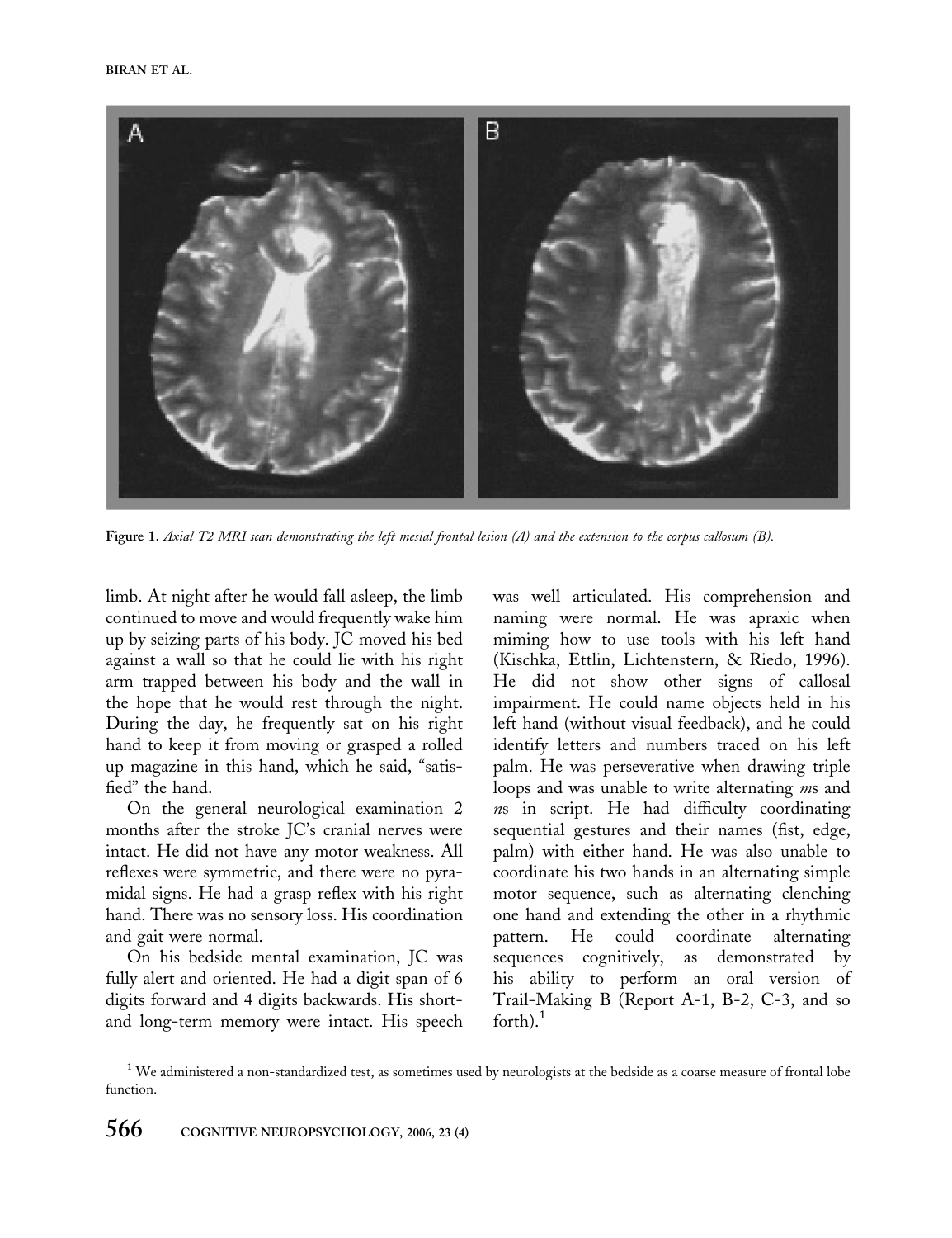**Figure 1.** *Axial T2 MRI scan demonstrating the left mesial frontal lesion (A) and the extension to the corpus callosum (B).*

limb. At night after he would fall asleep, the limb continued to move and would frequently wake him up by seizing parts of his body. JC moved his bed against a wall so that he could lie with his right arm trapped between his body and the wall in the hope that he would rest through the night. During the day, he frequently sat on his right hand to keep it from moving or grasped a rolled up magazine in this hand, which he said, "satisfied" the hand.

On the general neurological examination 2 months after the stroke JC's cranial nerves were intact. He did not have any motor weakness. All reflexes were symmetric, and there were no pyramidal signs. He had a grasp reflex with his right hand. There was no sensory loss. His coordination and gait were normal.

On his bedside mental examination, JC was fully alert and oriented. He had a digit span of 6 digits forward and 4 digits backwards. His short- and long-term memory were intact. His speech was well articulated. His comprehension and naming were normal. He was apraxic when miming how to use tools with his left hand (Kischka, Ettlin, Lichtenstern, & Riedo, 1996). He did not show other signs of callosal impairment. He could name objects held in his left hand (without visual feedback), and he could identify letters and numbers traced on his left palm. He was perseverative when drawing triple loops and was unable to write alternating *m*s and *n*s in script. He had difficulty coordinating sequential gestures and their names (fist, edge, palm) with either hand. He was also unable to coordinate his two hands in an alternating simple motor sequence, such as alternating clenching one hand and extending the other in a rhythmic pattern. He could coordinate alternating sequences cognitively, as demonstrated by his ability to perform an oral version of Trail-Making B (Report A-1, B-2, C-3, and so forth).[1]

[1] We administered a non-standardized test, as sometimes used by neurologists at the bedside as a coarse measure of frontal lobe function.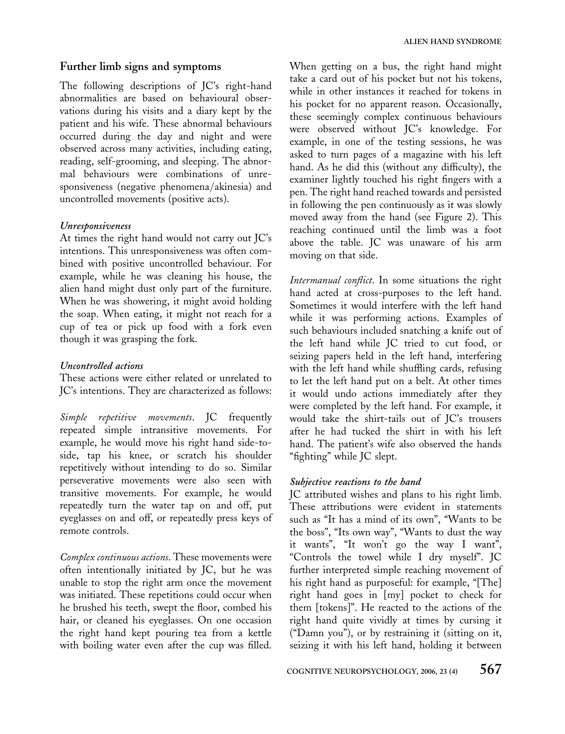## Further limb signs and symptoms

The following descriptions of JC's right-hand abnormalities are based on behavioural observations during his visits and a diary kept by the patient and his wife. These abnormal behaviours occurred during the day and night and were observed across many activities, including eating, reading, self-grooming, and sleeping. The abnormal behaviours were combinations of unresponsiveness (negative phenomena/akinesia) and uncontrolled movements (positive acts).

### *Unresponsiveness*

At times the right hand would not carry out JC's intentions. This unresponsiveness was often combined with positive uncontrolled behaviour. For example, while he was cleaning his house, the alien hand might dust only part of the furniture. When he was showering, it might avoid holding the soap. When eating, it might not reach for a cup of tea or pick up food with a fork even though it was grasping the fork.

### *Uncontrolled actions*

These actions were either related or unrelated to JC's intentions. They are characterized as follows:

*Simple repetitive movements*. JC frequently repeated simple intransitive movements. For example, he would move his right hand side-to-side, tap his knee, or scratch his shoulder repetitively without intending to do so. Similar perseverative movements were also seen with transitive movements. For example, he would repeatedly turn the water tap on and off, put eyeglasses on and off, or repeatedly press keys of remote controls.

*Complex continuous actions*. These movements were often intentionally initiated by JC, but he was unable to stop the right arm once the movement was initiated. These repetitions could occur when he brushed his teeth, swept the floor, combed his hair, or cleaned his eyeglasses. On one occasion the right hand kept pouring tea from a kettle with boiling water even after the cup was filled. When getting on a bus, the right hand might take a card out of his pocket but not his tokens, while in other instances it reached for tokens in his pocket for no apparent reason. Occasionally, these seemingly complex continuous behaviours were observed without JC's knowledge. For example, in one of the testing sessions, he was asked to turn pages of a magazine with his left hand. As he did this (without any difficulty), the examiner lightly touched his right fingers with a pen. The right hand reached towards and persisted in following the pen continuously as it was slowly moved away from the hand (see Figure 2). This reaching continued until the limb was a foot above the table. JC was unaware of his arm moving on that side.

*Intermanual conflict*. In some situations the right hand acted at cross-purposes to the left hand. Sometimes it would interfere with the left hand while it was performing actions. Examples of such behaviours included snatching a knife out of the left hand while JC tried to cut food, or seizing papers held in the left hand, interfering with the left hand while shuffling cards, refusing to let the left hand put on a belt. At other times it would undo actions immediately after they were completed by the left hand. For example, it would take the shirt-tails out of JC's trousers after he had tucked the shirt in with his left hand. The patient's wife also observed the hands "fighting" while JC slept.

### *Subjective reactions to the hand*

JC attributed wishes and plans to his right limb. These attributions were evident in statements such as "It has a mind of its own", "Wants to be the boss", "Its own way", "Wants to dust the way it wants", "It won't go the way I want", "Controls the towel while I dry myself". JC further interpreted simple reaching movement of his right hand as purposeful: for example, "[The] right hand goes in [my] pocket to check for them [tokens]". He reacted to the actions of the right hand quite vividly at times by cursing it ("Damn you"), or by restraining it (sitting on it, seizing it with his left hand, holding it between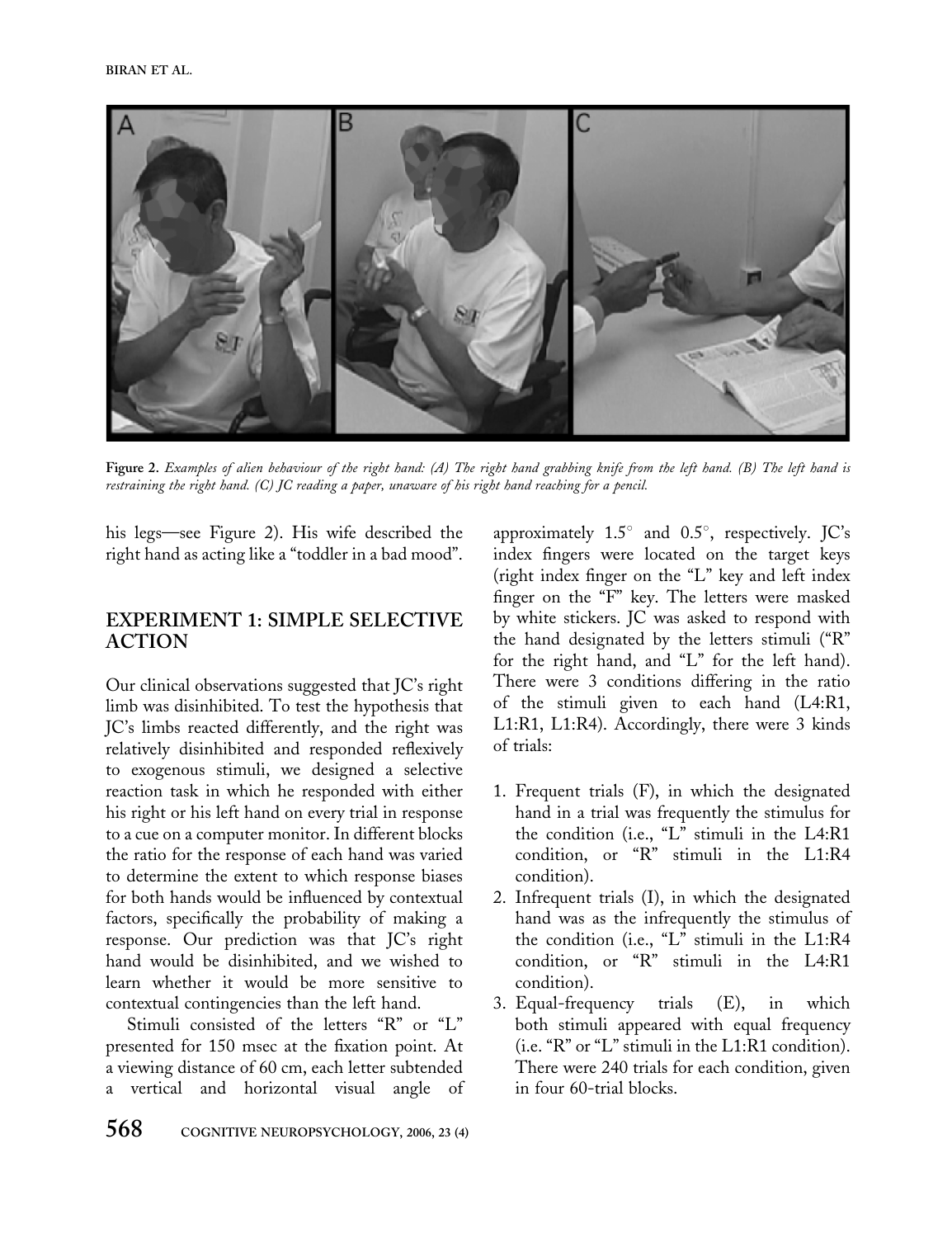Figure 2. *Examples of alien behaviour of the right hand: (A) The right hand grabbing knife from the left hand. (B) The left hand is restraining the right hand. (C) JC reading a paper, unaware of his right hand reaching for a pencil.*

his legs—see Figure 2). His wife described the right hand as acting like a "toddler in a bad mood".

## EXPERIMENT 1: SIMPLE SELECTIVE ACTION

Our clinical observations suggested that JC's right limb was disinhibited. To test the hypothesis that JC's limbs reacted differently, and the right was relatively disinhibited and responded reflexively to exogenous stimuli, we designed a selective reaction task in which he responded with either his right or his left hand on every trial in response to a cue on a computer monitor. In different blocks the ratio for the response of each hand was varied to determine the extent to which response biases for both hands would be influenced by contextual factors, specifically the probability of making a response. Our prediction was that JC's right hand would be disinhibited, and we wished to learn whether it would be more sensitive to contextual contingencies than the left hand.

Stimuli consisted of the letters "R" or "L" presented for 150 msec at the fixation point. At a viewing distance of 60 cm, each letter subtended a vertical and horizontal visual angle of approximately 1.5° and 0.5°, respectively. JC's index fingers were located on the target keys (right index finger on the "L" key and left index finger on the "F" key. The letters were masked by white stickers. JC was asked to respond with the hand designated by the letters stimuli ("R" for the right hand, and "L" for the left hand). There were 3 conditions differing in the ratio of the stimuli given to each hand (L4:R1, L1:R1, L1:R4). Accordingly, there were 3 kinds of trials:

1. Frequent trials (F), in which the designated hand in a trial was frequently the stimulus for the condition (i.e., "L" stimuli in the L4:R1 condition, or "R" stimuli in the L1:R4 condition).
2. Infrequent trials (I), in which the designated hand was as the infrequently the stimulus of the condition (i.e., "L" stimuli in the L1:R4 condition, or "R" stimuli in the L4:R1 condition).
3. Equal-frequency trials (E), in which both stimuli appeared with equal frequency (i.e. "R" or "L" stimuli in the L1:R1 condition). There were 240 trials for each condition, given in four 60-trial blocks.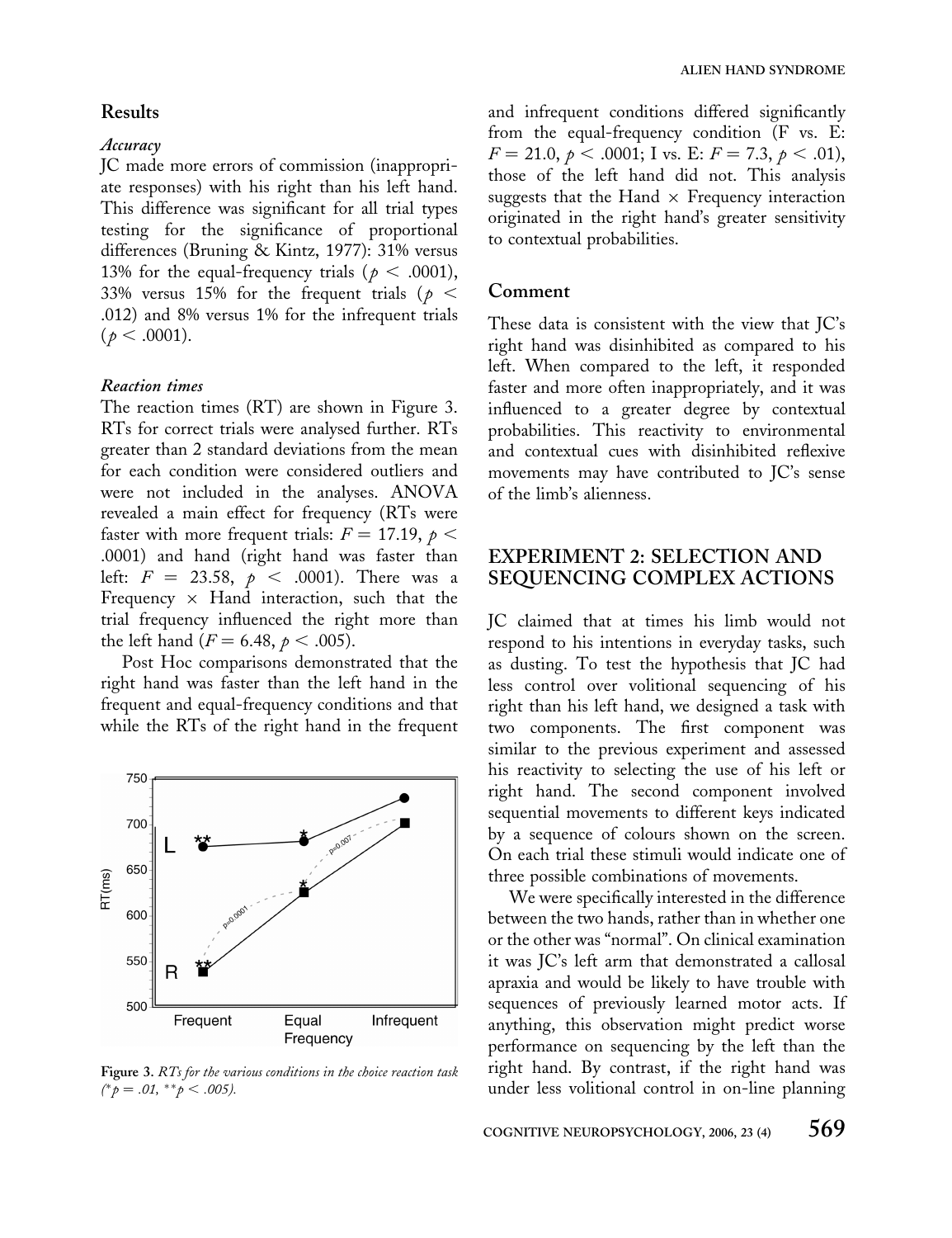## Results

### *Accuracy*

JC made more errors of commission (inappropriate responses) with his right than his left hand. This difference was significant for all trial types testing for the significance of proportional differences (Bruning & Kintz, 1977): 31% versus 13% for the equal-frequency trials ($p < .0001$), 33% versus 15% for the frequent trials ($p < .012$) and 8% versus 1% for the infrequent trials ($p < .0001$).

### *Reaction times*

The reaction times (RT) are shown in Figure 3. RTs for correct trials were analysed further. RTs greater than 2 standard deviations from the mean for each condition were considered outliers and were not included in the analyses. ANOVA revealed a main effect for frequency (RTs were faster with more frequent trials: $F = 17.19$, $p < .0001$) and hand (right hand was faster than left: $F = 23.58$, $p < .0001$). There was a Frequency × Hand interaction, such that the trial frequency influenced the right more than the left hand ($F = 6.48$, $p < .005$).

Post Hoc comparisons demonstrated that the right hand was faster than the left hand in the frequent and equal-frequency conditions and that while the RTs of the right hand in the frequent and infrequent conditions differed significantly from the equal-frequency condition (F vs. E: $F = 21.0$, $p < .0001$; I vs. E: $F = 7.3$, $p < .01$), those of the left hand did not. This analysis suggests that the Hand × Frequency interaction originated in the right hand's greater sensitivity to contextual probabilities.

**Figure 3.** *RTs for the various conditions in the choice reaction task (\*p = .01, \*\*p < .005).*

## Comment

These data is consistent with the view that JC's right hand was disinhibited as compared to his left. When compared to the left, it responded faster and more often inappropriately, and it was influenced to a greater degree by contextual probabilities. This reactivity to environmental and contextual cues with disinhibited reflexive movements may have contributed to JC's sense of the limb's alienness.

## EXPERIMENT 2: SELECTION AND SEQUENCING COMPLEX ACTIONS

JC claimed that at times his limb would not respond to his intentions in everyday tasks, such as dusting. To test the hypothesis that JC had less control over volitional sequencing of his right than his left hand, we designed a task with two components. The first component was similar to the previous experiment and assessed his reactivity to selecting the use of his left or right hand. The second component involved sequential movements to different keys indicated by a sequence of colours shown on the screen. On each trial these stimuli would indicate one of three possible combinations of movements.

We were specifically interested in the difference between the two hands, rather than in whether one or the other was "normal". On clinical examination it was JC's left arm that demonstrated a callosal apraxia and would be likely to have trouble with sequences of previously learned motor acts. If anything, this observation might predict worse performance on sequencing by the left than the right hand. By contrast, if the right hand was under less volitional control in on-line planning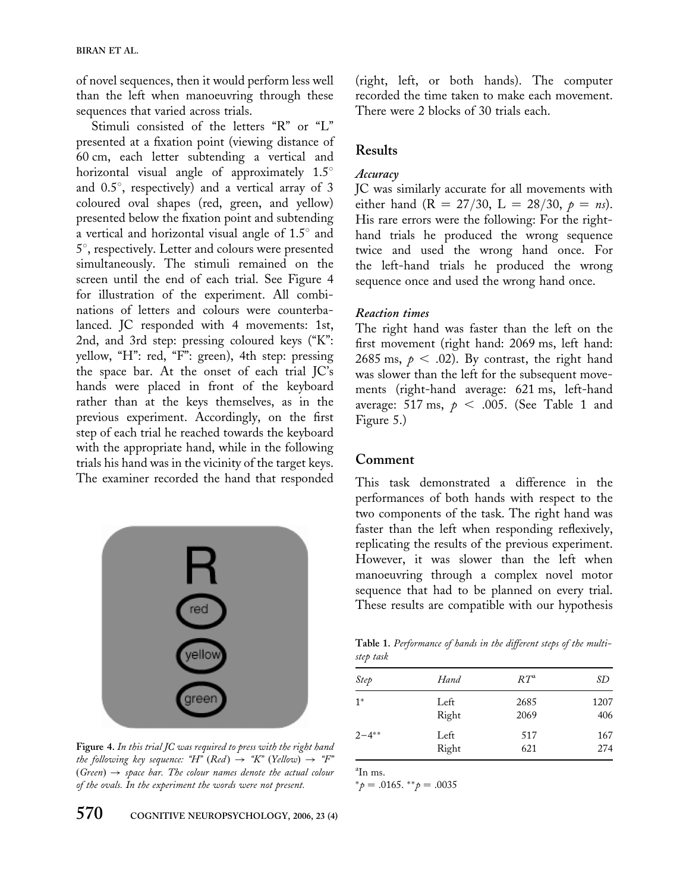of novel sequences, then it would perform less well than the left when manoeuvring through these sequences that varied across trials.

Stimuli consisted of the letters "R" or "L" presented at a fixation point (viewing distance of 60 cm, each letter subtending a vertical and horizontal visual angle of approximately 1.5° and 0.5°, respectively) and a vertical array of 3 coloured oval shapes (red, green, and yellow) presented below the fixation point and subtending a vertical and horizontal visual angle of 1.5° and 5°, respectively. Letter and colours were presented simultaneously. The stimuli remained on the screen until the end of each trial. See Figure 4 for illustration of the experiment. All combinations of letters and colours were counterbalanced. JC responded with 4 movements: 1st, 2nd, and 3rd step: pressing coloured keys ("K": yellow, "H": red, "F": green), 4th step: pressing the space bar. At the onset of each trial JC's hands were placed in front of the keyboard rather than at the keys themselves, as in the previous experiment. Accordingly, on the first step of each trial he reached towards the keyboard with the appropriate hand, while in the following trials his hand was in the vicinity of the target keys. The examiner recorded the hand that responded (right, left, or both hands). The computer recorded the time taken to make each movement. There were 2 blocks of 30 trials each.

**Figure 4.** *In this trial JC was required to press with the right hand the following key sequence: "H" (Red) → "K" (Yellow) → "F" (Green) → space bar. The colour names denote the actual colour of the ovals. In the experiment the words were not present.*

## Results

### *Accuracy*

JC was similarly accurate for all movements with either hand (R = 27/30, L = 28/30, $p = ns$). His rare errors were the following: For the right-hand trials he produced the wrong sequence twice and used the wrong hand once. For the left-hand trials he produced the wrong sequence once and used the wrong hand once.

### *Reaction times*

The right hand was faster than the left on the first movement (right hand: 2069 ms, left hand: 2685 ms, $p < .02$). By contrast, the right hand was slower than the left for the subsequent movements (right-hand average: 621 ms, left-hand average: 517 ms, $p < .005$. (See Table 1 and Figure 5.)

## Comment

This task demonstrated a difference in the performances of both hands with respect to the two components of the task. The right hand was faster than the left when responding reflexively, replicating the results of the previous experiment. However, it was slower than the left when manoeuvring through a complex novel motor sequence that had to be planned on every trial. These results are compatible with our hypothesis

**Table 1.** *Performance of hands in the different steps of the multi-step task*

| *Step* | *Hand* | *RT*[a] | *SD* |
|---|---|---|---|
| 1* | Left | 2685 | 1207 |
| | Right | 2069 | 406 |
| 2–4** | Left | 517 | 167 |
| | Right | 621 | 274 |

[a]In ms.

*$p = .0165$. **$p = .0035$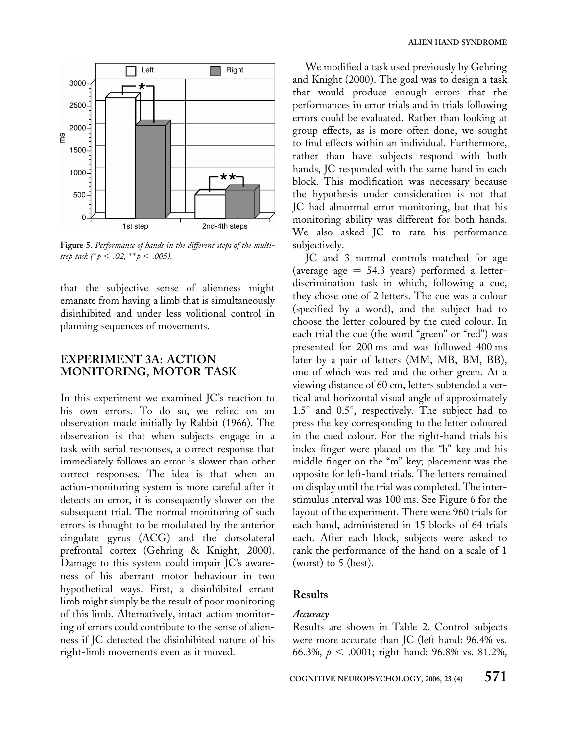Figure 5. *Performance of hands in the different steps of the multi-step task (* $p < .02$, ** $p < .005$).*

that the subjective sense of alienness might emanate from having a limb that is simultaneously disinhibited and under less volitional control in planning sequences of movements.

## EXPERIMENT 3A: ACTION MONITORING, MOTOR TASK

In this experiment we examined JC's reaction to his own errors. To do so, we relied on an observation made initially by Rabbit (1966). The observation is that when subjects engage in a task with serial responses, a correct response that immediately follows an error is slower than other correct responses. The idea is that when an action-monitoring system is more careful after it detects an error, it is consequently slower on the subsequent trial. The normal monitoring of such errors is thought to be modulated by the anterior cingulate gyrus (ACG) and the dorsolateral prefrontal cortex (Gehring & Knight, 2000). Damage to this system could impair JC's awareness of his aberrant motor behaviour in two hypothetical ways. First, a disinhibited errant limb might simply be the result of poor monitoring of this limb. Alternatively, intact action monitoring of errors could contribute to the sense of alienness if JC detected the disinhibited nature of his right-limb movements even as it moved.

We modified a task used previously by Gehring and Knight (2000). The goal was to design a task that would produce enough errors that the performances in error trials and in trials following errors could be evaluated. Rather than looking at group effects, as is more often done, we sought to find effects within an individual. Furthermore, rather than have subjects respond with both hands, JC responded with the same hand in each block. This modification was necessary because the hypothesis under consideration is not that JC had abnormal error monitoring, but that his monitoring ability was different for both hands. We also asked JC to rate his performance subjectively.

JC and 3 normal controls matched for age (average age = 54.3 years) performed a letter-discrimination task in which, following a cue, they chose one of 2 letters. The cue was a colour (specified by a word), and the subject had to choose the letter coloured by the cued colour. In each trial the cue (the word "green" or "red") was presented for 200 ms and was followed 400 ms later by a pair of letters (MM, MB, BM, BB), one of which was red and the other green. At a viewing distance of 60 cm, letters subtended a vertical and horizontal visual angle of approximately 1.5° and 0.5°, respectively. The subject had to press the key corresponding to the letter coloured in the cued colour. For the right-hand trials his index finger were placed on the "b" key and his middle finger on the "m" key; placement was the opposite for left-hand trials. The letters remained on display until the trial was completed. The interstimulus interval was 100 ms. See Figure 6 for the layout of the experiment. There were 960 trials for each hand, administered in 15 blocks of 64 trials each. After each block, subjects were asked to rank the performance of the hand on a scale of 1 (worst) to 5 (best).

### Results

#### *Accuracy*

Results are shown in Table 2. Control subjects were more accurate than JC (left hand: 96.4% vs. 66.3%, $p < .0001$; right hand: 96.8% vs. 81.2%,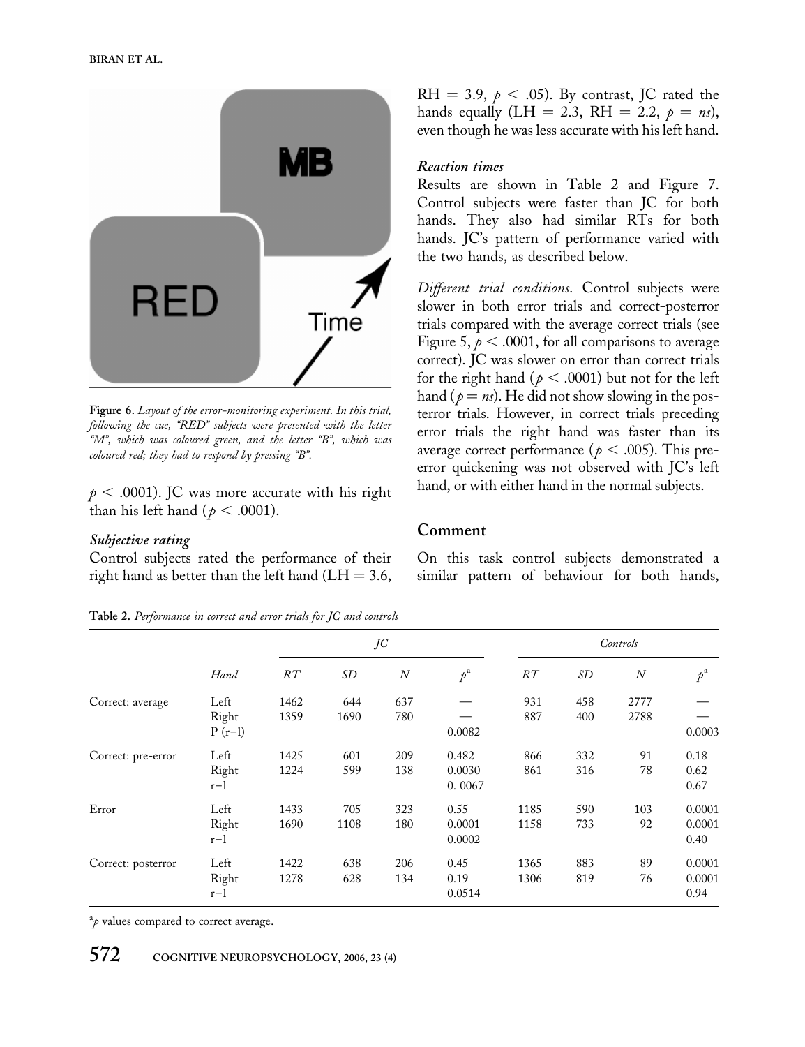**Figure 6.** *Layout of the error-monitoring experiment. In this trial, following the cue, "RED" subjects were presented with the letter "M", which was coloured green, and the letter "B", which was coloured red; they had to respond by pressing "B".*

$p < .0001$). JC was more accurate with his right than his left hand ($p < .0001$).

### *Subjective rating*

Control subjects rated the performance of their right hand as better than the left hand (LH = 3.6, RH = 3.9, $p < .05$). By contrast, JC rated the hands equally (LH = 2.3, RH = 2.2, $p = ns$), even though he was less accurate with his left hand.

### *Reaction times*

Results are shown in Table 2 and Figure 7. Control subjects were faster than JC for both hands. They also had similar RTs for both hands. JC's pattern of performance varied with the two hands, as described below.

*Different trial conditions.* Control subjects were slower in both error trials and correct-posterror trials compared with the average correct trials (see Figure 5, $p < .0001$, for all comparisons to average correct). JC was slower on error than correct trials for the right hand ($p < .0001$) but not for the left hand ($p = ns$). He did not show slowing in the posterror trials. However, in correct trials preceding error trials the right hand was faster than its average correct performance ($p < .005$). This pre-error quickening was not observed with JC's left hand, or with either hand in the normal subjects.

## Comment

On this task control subjects demonstrated a similar pattern of behaviour for both hands,

**Table 2.** *Performance in correct and error trials for JC and controls*

| | | *JC* | | | | *Controls* | | | |
|---|---|---|---|---|---|---|---|---|---|
| | *Hand* | *RT* | *SD* | *N* | $p^a$ | *RT* | *SD* | *N* | $p^a$ |
| Correct: average | Left | 1462 | 644 | 637 | — | 931 | 458 | 2777 | — |
| | Right | 1359 | 1690 | 780 | — | 887 | 400 | 2788 | — |
| | P (r−l) | | | | 0.0082 | | | | 0.0003 |
| Correct: pre-error | Left | 1425 | 601 | 209 | 0.482 | 866 | 332 | 91 | 0.18 |
| | Right | 1224 | 599 | 138 | 0.0030 | 861 | 316 | 78 | 0.62 |
| | r−l | | | | 0. 0067 | | | | 0.67 |
| Error | Left | 1433 | 705 | 323 | 0.55 | 1185 | 590 | 103 | 0.0001 |
| | Right | 1690 | 1108 | 180 | 0.0001 | 1158 | 733 | 92 | 0.0001 |
| | r−l | | | | 0.0002 | | | | 0.40 |
| Correct: posterror | Left | 1422 | 638 | 206 | 0.45 | 1365 | 883 | 89 | 0.0001 |
| | Right | 1278 | 628 | 134 | 0.19 | 1306 | 819 | 76 | 0.0001 |
| | r−l | | | | 0.0514 | | | | 0.94 |

[a] $p$ values compared to correct average.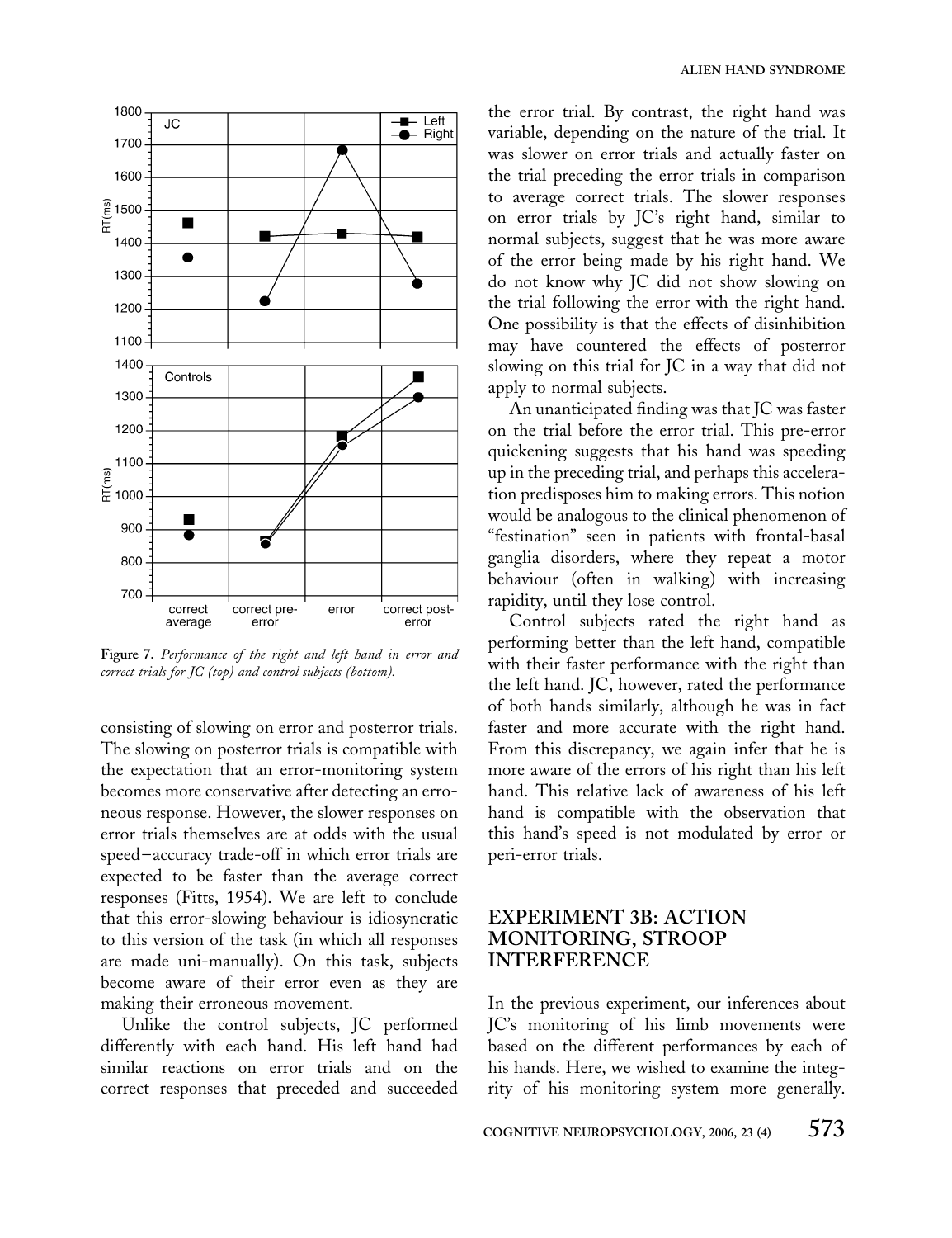1800
1700
1600
1500
1400
1300
1200
1100
RT(ms)
JC
Left
Right

1400
1300
1200
1100
1000
900
800
700
RT(ms)
Controls

correct average
correct pre-error
error
correct post-error

**Figure 7.** *Performance of the right and left hand in error and correct trials for JC (top) and control subjects (bottom).*

consisting of slowing on error and posterror trials. The slowing on posterror trials is compatible with the expectation that an error-monitoring system becomes more conservative after detecting an erroneous response. However, the slower responses on error trials themselves are at odds with the usual speed–accuracy trade-off in which error trials are expected to be faster than the average correct responses (Fitts, 1954). We are left to conclude that this error-slowing behaviour is idiosyncratic to this version of the task (in which all responses are made uni-manually). On this task, subjects become aware of their error even as they are making their erroneous movement.

Unlike the control subjects, JC performed differently with each hand. His left hand had similar reactions on error trials and on the correct responses that preceded and succeeded the error trial. By contrast, the right hand was variable, depending on the nature of the trial. It was slower on error trials and actually faster on the trial preceding the error trials in comparison to average correct trials. The slower responses on error trials by JC's right hand, similar to normal subjects, suggest that he was more aware of the error being made by his right hand. We do not know why JC did not show slowing on the trial following the error with the right hand. One possibility is that the effects of disinhibition may have countered the effects of posterror slowing on this trial for JC in a way that did not apply to normal subjects.

An unanticipated finding was that JC was faster on the trial before the error trial. This pre-error quickening suggests that his hand was speeding up in the preceding trial, and perhaps this acceleration predisposes him to making errors. This notion would be analogous to the clinical phenomenon of "festination" seen in patients with frontal-basal ganglia disorders, where they repeat a motor behaviour (often in walking) with increasing rapidity, until they lose control.

Control subjects rated the right hand as performing better than the left hand, compatible with their faster performance with the right than the left hand. JC, however, rated the performance of both hands similarly, although he was in fact faster and more accurate with the right hand. From this discrepancy, we again infer that he is more aware of the errors of his right than his left hand. This relative lack of awareness of his left hand is compatible with the observation that this hand's speed is not modulated by error or peri-error trials.

## EXPERIMENT 3B: ACTION MONITORING, STROOP INTERFERENCE

In the previous experiment, our inferences about JC's monitoring of his limb movements were based on the different performances by each of his hands. Here, we wished to examine the integrity of his monitoring system more generally.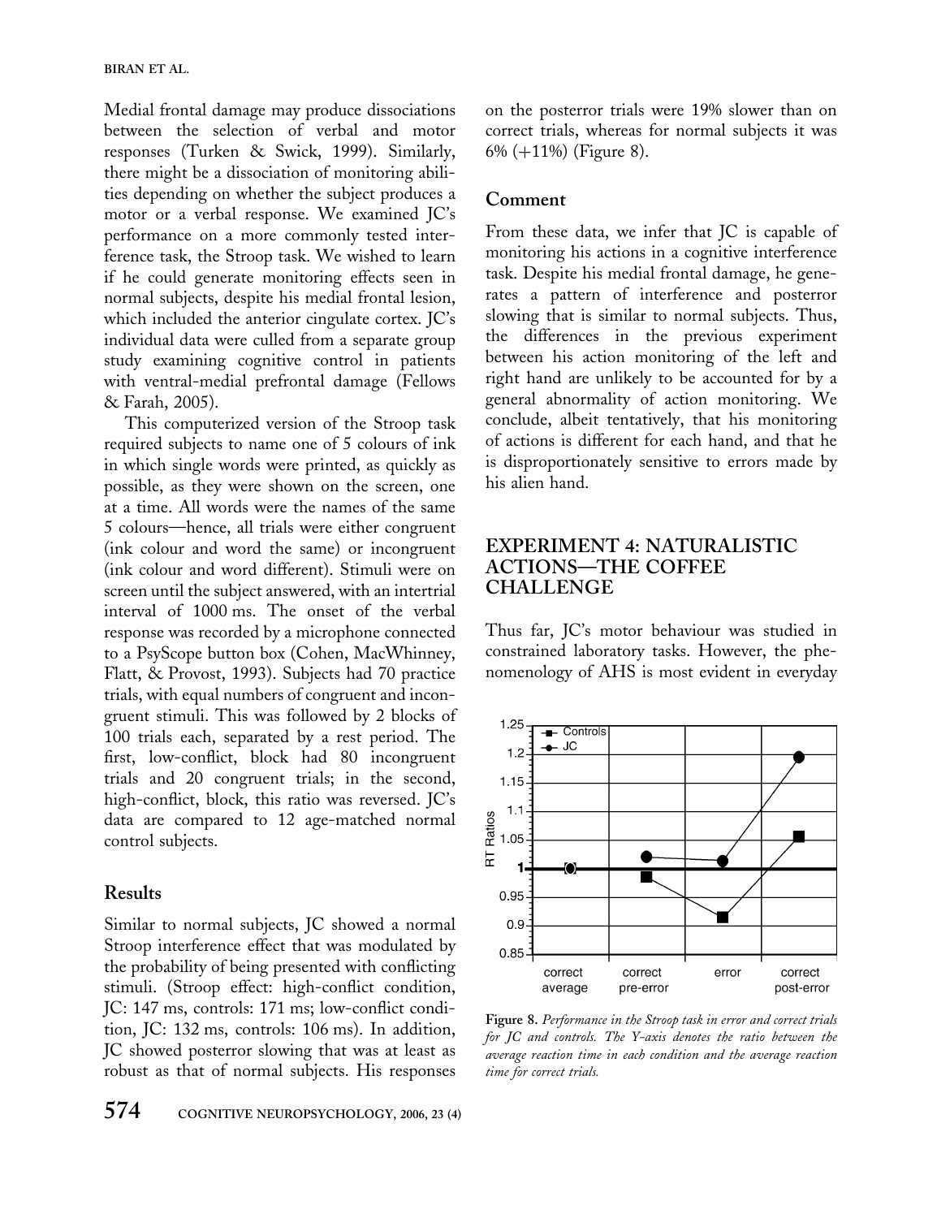Medial frontal damage may produce dissociations between the selection of verbal and motor responses (Turken & Swick, 1999). Similarly, there might be a dissociation of monitoring abilities depending on whether the subject produces a motor or a verbal response. We examined JC's performance on a more commonly tested interference task, the Stroop task. We wished to learn if he could generate monitoring effects seen in normal subjects, despite his medial frontal lesion, which included the anterior cingulate cortex. JC's individual data were culled from a separate group study examining cognitive control in patients with ventral-medial prefrontal damage (Fellows & Farah, 2005).

This computerized version of the Stroop task required subjects to name one of 5 colours of ink in which single words were printed, as quickly as possible, as they were shown on the screen, one at a time. All words were the names of the same 5 colours—hence, all trials were either congruent (ink colour and word the same) or incongruent (ink colour and word different). Stimuli were on screen until the subject answered, with an intertrial interval of 1000 ms. The onset of the verbal response was recorded by a microphone connected to a PsyScope button box (Cohen, MacWhinney, Flatt, & Provost, 1993). Subjects had 70 practice trials, with equal numbers of congruent and incongruent stimuli. This was followed by 2 blocks of 100 trials each, separated by a rest period. The first, low-conflict, block had 80 incongruent trials and 20 congruent trials; in the second, high-conflict, block, this ratio was reversed. JC's data are compared to 12 age-matched normal control subjects.

## Results

Similar to normal subjects, JC showed a normal Stroop interference effect that was modulated by the probability of being presented with conflicting stimuli. (Stroop effect: high-conflict condition, JC: 147 ms, controls: 171 ms; low-conflict condition, JC: 132 ms, controls: 106 ms). In addition, JC showed posterror slowing that was at least as robust as that of normal subjects. His responses on the posterror trials were 19% slower than on correct trials, whereas for normal subjects it was 6% (+11%) (Figure 8).

## Comment

From these data, we infer that JC is capable of monitoring his actions in a cognitive interference task. Despite his medial frontal damage, he generates a pattern of interference and posterror slowing that is similar to normal subjects. Thus, the differences in the previous experiment between his action monitoring of the left and right hand are unlikely to be accounted for by a general abnormality of action monitoring. We conclude, albeit tentatively, that his monitoring of actions is different for each hand, and that he is disproportionately sensitive to errors made by his alien hand.

# EXPERIMENT 4: NATURALISTIC ACTIONS—THE COFFEE CHALLENGE

Thus far, JC's motor behaviour was studied in constrained laboratory tasks. However, the phenomenology of AHS is most evident in everyday

**Figure 8.** *Performance in the Stroop task in error and correct trials for JC and controls. The Y-axis denotes the ratio between the average reaction time in each condition and the average reaction time for correct trials.*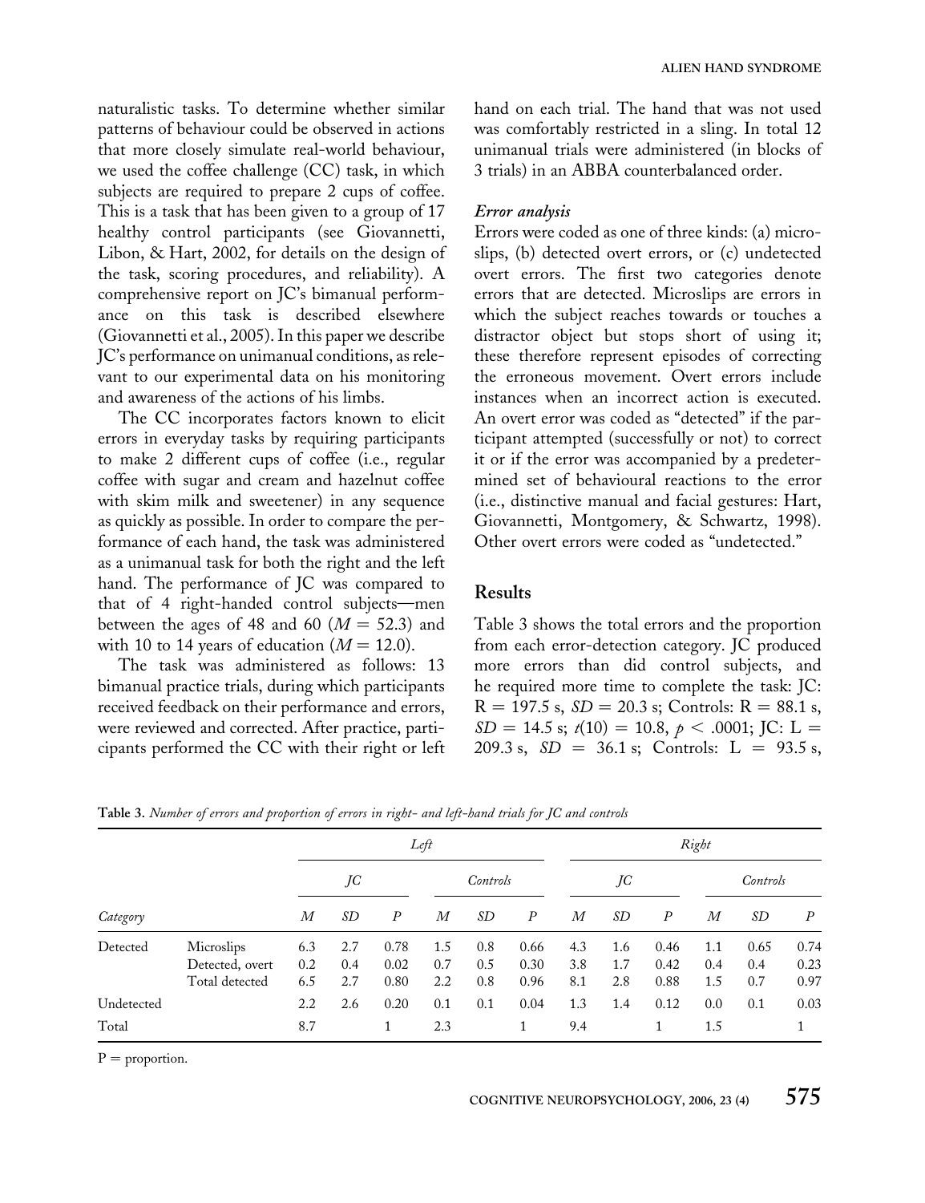naturalistic tasks. To determine whether similar patterns of behaviour could be observed in actions that more closely simulate real-world behaviour, we used the coffee challenge (CC) task, in which subjects are required to prepare 2 cups of coffee. This is a task that has been given to a group of 17 healthy control participants (see Giovannetti, Libon, & Hart, 2002, for details on the design of the task, scoring procedures, and reliability). A comprehensive report on JC's bimanual performance on this task is described elsewhere (Giovannetti et al., 2005). In this paper we describe JC's performance on unimanual conditions, as relevant to our experimental data on his monitoring and awareness of the actions of his limbs.

The CC incorporates factors known to elicit errors in everyday tasks by requiring participants to make 2 different cups of coffee (i.e., regular coffee with sugar and cream and hazelnut coffee with skim milk and sweetener) in any sequence as quickly as possible. In order to compare the performance of each hand, the task was administered as a unimanual task for both the right and the left hand. The performance of JC was compared to that of 4 right-handed control subjects—men between the ages of 48 and 60 ($M = 52.3$) and with 10 to 14 years of education ($M = 12.0$).

The task was administered as follows: 13 bimanual practice trials, during which participants received feedback on their performance and errors, were reviewed and corrected. After practice, participants performed the CC with their right or left hand on each trial. The hand that was not used was comfortably restricted in a sling. In total 12 unimanual trials were administered (in blocks of 3 trials) in an ABBA counterbalanced order.

### *Error analysis*

Errors were coded as one of three kinds: (a) microslips, (b) detected overt errors, or (c) undetected overt errors. The first two categories denote errors that are detected. Microslips are errors in which the subject reaches towards or touches a distractor object but stops short of using it; these therefore represent episodes of correcting the erroneous movement. Overt errors include instances when an incorrect action is executed. An overt error was coded as "detected" if the participant attempted (successfully or not) to correct it or if the error was accompanied by a predetermined set of behavioural reactions to the error (i.e., distinctive manual and facial gestures: Hart, Giovannetti, Montgomery, & Schwartz, 1998). Other overt errors were coded as "undetected."

## Results

Table 3 shows the total errors and the proportion from each error-detection category. JC produced more errors than did control subjects, and he required more time to complete the task: JC: R = 197.5 s, $SD = 20.3$ s; Controls: R = 88.1 s, $SD = 14.5$ s; $t(10) = 10.8$, $p < .0001$; JC: L = 209.3 s, $SD = 36.1$ s; Controls: L = 93.5 s,

**Table 3.** *Number of errors and proportion of errors in right- and left-hand trials for JC and controls*

| | | *Left* | | | | | | *Right* | | | | | |
|---|---|---|---|---|---|---|---|---|---|---|---|---|---|
| | | *JC* | | | *Controls* | | | *JC* | | | *Controls* | | |
| *Category* | | *M* | *SD* | *P* | *M* | *SD* | *P* | *M* | *SD* | *P* | *M* | *SD* | *P* |
| Detected | Microslips | 6.3 | 2.7 | 0.78 | 1.5 | 0.8 | 0.66 | 4.3 | 1.6 | 0.46 | 1.1 | 0.65 | 0.74 |
| | Detected, overt | 0.2 | 0.4 | 0.02 | 0.7 | 0.5 | 0.30 | 3.8 | 1.7 | 0.42 | 0.4 | 0.4 | 0.23 |
| | Total detected | 6.5 | 2.7 | 0.80 | 2.2 | 0.8 | 0.96 | 8.1 | 2.8 | 0.88 | 1.5 | 0.7 | 0.97 |
| Undetected | | 2.2 | 2.6 | 0.20 | 0.1 | 0.1 | 0.04 | 1.3 | 1.4 | 0.12 | 0.0 | 0.1 | 0.03 |
| Total | | 8.7 | | 1 | 2.3 | | 1 | 9.4 | | 1 | 1.5 | | 1 |

P = proportion.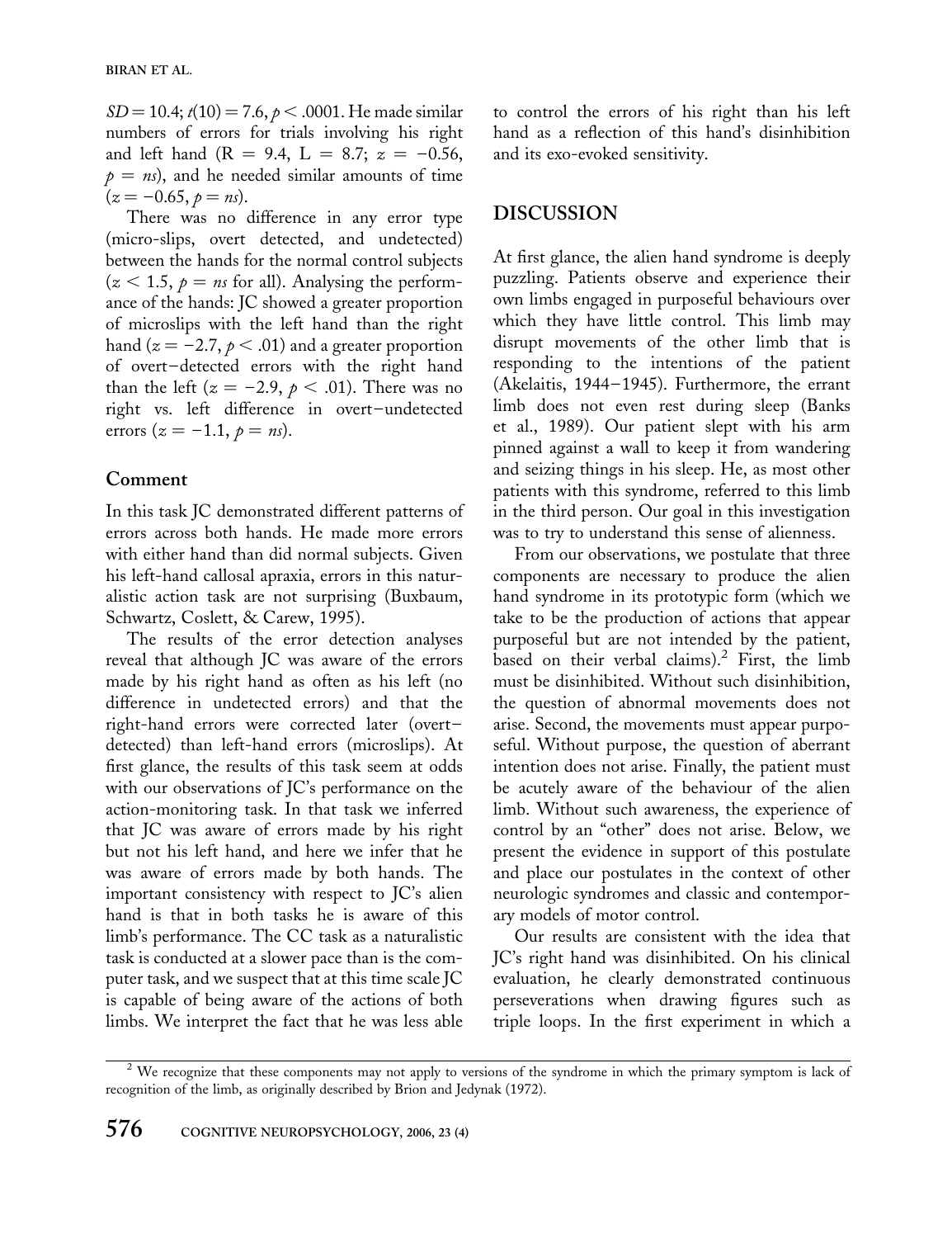$SD = 10.4$; $t(10) = 7.6, p < .0001$. He made similar numbers of errors for trials involving his right and left hand ($R = 9.4$, $L = 8.7$; $z = -0.56$, $p = ns$), and he needed similar amounts of time ($z = -0.65, p = ns$).

There was no difference in any error type (micro-slips, overt detected, and undetected) between the hands for the normal control subjects ($z < 1.5$, $p = ns$ for all). Analysing the performance of the hands: JC showed a greater proportion of microslips with the left hand than the right hand ($z = -2.7, p < .01$) and a greater proportion of overt–detected errors with the right hand than the left ($z = -2.9, p < .01$). There was no right vs. left difference in overt–undetected errors ($z = -1.1, p = ns$).

### Comment

In this task JC demonstrated different patterns of errors across both hands. He made more errors with either hand than did normal subjects. Given his left-hand callosal apraxia, errors in this naturalistic action task are not surprising (Buxbaum, Schwartz, Coslett, & Carew, 1995).

The results of the error detection analyses reveal that although JC was aware of the errors made by his right hand as often as his left (no difference in undetected errors) and that the right-hand errors were corrected later (overt–detected) than left-hand errors (microslips). At first glance, the results of this task seem at odds with our observations of JC's performance on the action-monitoring task. In that task we inferred that JC was aware of errors made by his right but not his left hand, and here we infer that he was aware of errors made by both hands. The important consistency with respect to JC's alien hand is that in both tasks he is aware of this limb's performance. The CC task as a naturalistic task is conducted at a slower pace than is the computer task, and we suspect that at this time scale JC is capable of being aware of the actions of both limbs. We interpret the fact that he was less able to control the errors of his right than his left hand as a reflection of this hand's disinhibition and its exo-evoked sensitivity.

## DISCUSSION

At first glance, the alien hand syndrome is deeply puzzling. Patients observe and experience their own limbs engaged in purposeful behaviours over which they have little control. This limb may disrupt movements of the other limb that is responding to the intentions of the patient (Akelaitis, 1944–1945). Furthermore, the errant limb does not even rest during sleep (Banks et al., 1989). Our patient slept with his arm pinned against a wall to keep it from wandering and seizing things in his sleep. He, as most other patients with this syndrome, referred to this limb in the third person. Our goal in this investigation was to try to understand this sense of alienness.

From our observations, we postulate that three components are necessary to produce the alien hand syndrome in its prototypic form (which we take to be the production of actions that appear purposeful but are not intended by the patient, based on their verbal claims).[2] First, the limb must be disinhibited. Without such disinhibition, the question of abnormal movements does not arise. Second, the movements must appear purposeful. Without purpose, the question of aberrant intention does not arise. Finally, the patient must be acutely aware of the behaviour of the alien limb. Without such awareness, the experience of control by an "other" does not arise. Below, we present the evidence in support of this postulate and place our postulates in the context of other neurologic syndromes and classic and contemporary models of motor control.

Our results are consistent with the idea that JC's right hand was disinhibited. On his clinical evaluation, he clearly demonstrated continuous perseverations when drawing figures such as triple loops. In the first experiment in which a

[2] We recognize that these components may not apply to versions of the syndrome in which the primary symptom is lack of recognition of the limb, as originally described by Brion and Jedynak (1972).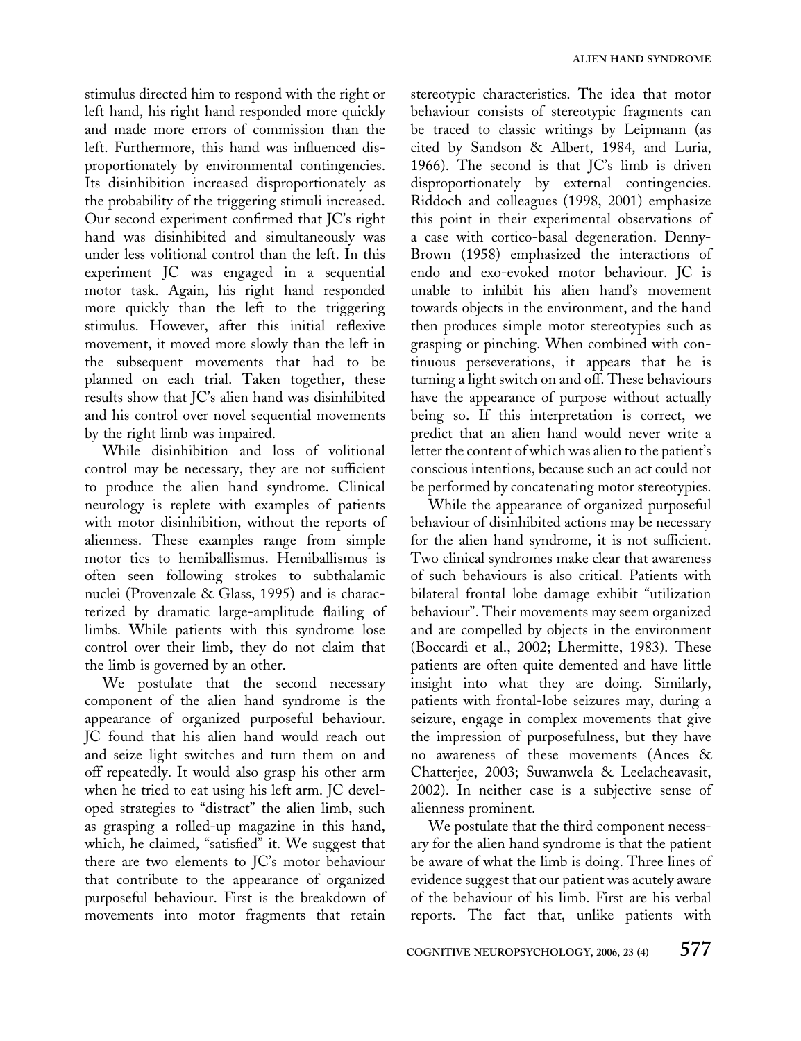stimulus directed him to respond with the right or left hand, his right hand responded more quickly and made more errors of commission than the left. Furthermore, this hand was influenced disproportionately by environmental contingencies. Its disinhibition increased disproportionately as the probability of the triggering stimuli increased. Our second experiment confirmed that JC's right hand was disinhibited and simultaneously was under less volitional control than the left. In this experiment JC was engaged in a sequential motor task. Again, his right hand responded more quickly than the left to the triggering stimulus. However, after this initial reflexive movement, it moved more slowly than the left in the subsequent movements that had to be planned on each trial. Taken together, these results show that JC's alien hand was disinhibited and his control over novel sequential movements by the right limb was impaired.

While disinhibition and loss of volitional control may be necessary, they are not sufficient to produce the alien hand syndrome. Clinical neurology is replete with examples of patients with motor disinhibition, without the reports of alienness. These examples range from simple motor tics to hemiballismus. Hemiballismus is often seen following strokes to subthalamic nuclei (Provenzale & Glass, 1995) and is characterized by dramatic large-amplitude flailing of limbs. While patients with this syndrome lose control over their limb, they do not claim that the limb is governed by an other.

We postulate that the second necessary component of the alien hand syndrome is the appearance of organized purposeful behaviour. JC found that his alien hand would reach out and seize light switches and turn them on and off repeatedly. It would also grasp his other arm when he tried to eat using his left arm. JC developed strategies to "distract" the alien limb, such as grasping a rolled-up magazine in this hand, which, he claimed, "satisfied" it. We suggest that there are two elements to JC's motor behaviour that contribute to the appearance of organized purposeful behaviour. First is the breakdown of movements into motor fragments that retain stereotypic characteristics. The idea that motor behaviour consists of stereotypic fragments can be traced to classic writings by Leipmann (as cited by Sandson & Albert, 1984, and Luria, 1966). The second is that JC's limb is driven disproportionately by external contingencies. Riddoch and colleagues (1998, 2001) emphasize this point in their experimental observations of a case with cortico-basal degeneration. Denny-Brown (1958) emphasized the interactions of endo and exo-evoked motor behaviour. JC is unable to inhibit his alien hand's movement towards objects in the environment, and the hand then produces simple motor stereotypies such as grasping or pinching. When combined with continuous perseverations, it appears that he is turning a light switch on and off. These behaviours have the appearance of purpose without actually being so. If this interpretation is correct, we predict that an alien hand would never write a letter the content of which was alien to the patient's conscious intentions, because such an act could not be performed by concatenating motor stereotypies.

While the appearance of organized purposeful behaviour of disinhibited actions may be necessary for the alien hand syndrome, it is not sufficient. Two clinical syndromes make clear that awareness of such behaviours is also critical. Patients with bilateral frontal lobe damage exhibit "utilization behaviour". Their movements may seem organized and are compelled by objects in the environment (Boccardi et al., 2002; Lhermitte, 1983). These patients are often quite demented and have little insight into what they are doing. Similarly, patients with frontal-lobe seizures may, during a seizure, engage in complex movements that give the impression of purposefulness, but they have no awareness of these movements (Ances & Chatterjee, 2003; Suwanwela & Leelacheavasit, 2002). In neither case is a subjective sense of alienness prominent.

We postulate that the third component necessary for the alien hand syndrome is that the patient be aware of what the limb is doing. Three lines of evidence suggest that our patient was acutely aware of the behaviour of his limb. First are his verbal reports. The fact that, unlike patients with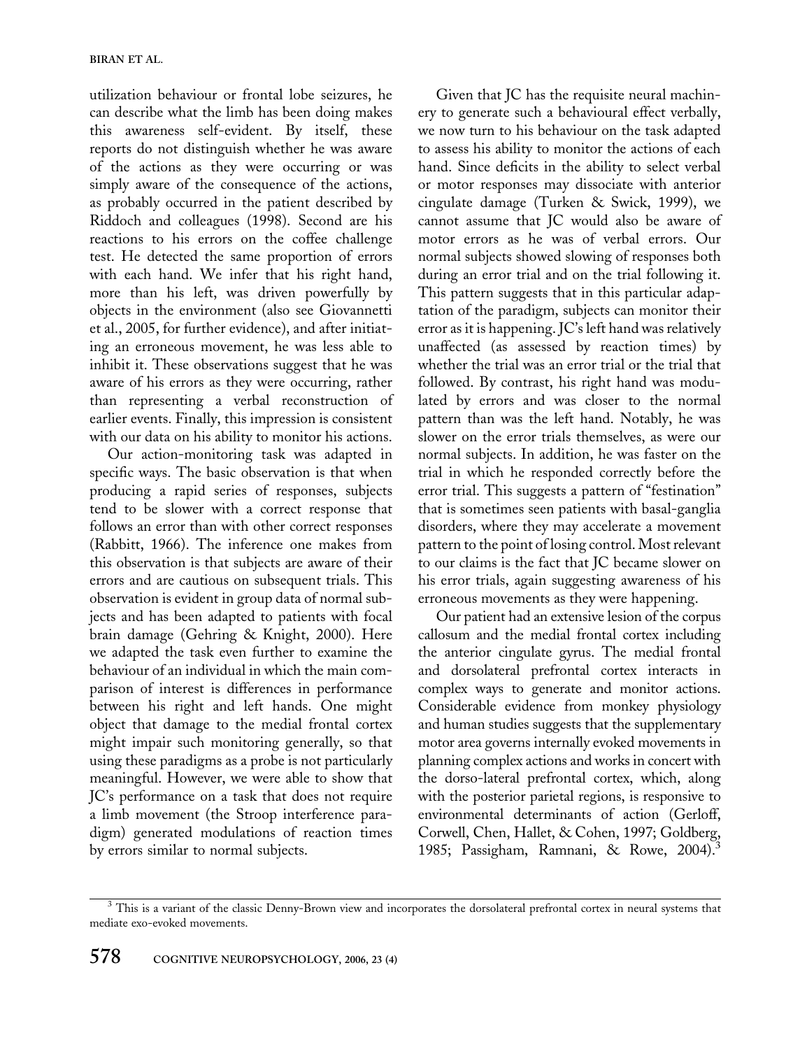utilization behaviour or frontal lobe seizures, he can describe what the limb has been doing makes this awareness self-evident. By itself, these reports do not distinguish whether he was aware of the actions as they were occurring or was simply aware of the consequence of the actions, as probably occurred in the patient described by Riddoch and colleagues (1998). Second are his reactions to his errors on the coffee challenge test. He detected the same proportion of errors with each hand. We infer that his right hand, more than his left, was driven powerfully by objects in the environment (also see Giovannetti et al., 2005, for further evidence), and after initiating an erroneous movement, he was less able to inhibit it. These observations suggest that he was aware of his errors as they were occurring, rather than representing a verbal reconstruction of earlier events. Finally, this impression is consistent with our data on his ability to monitor his actions.

Our action-monitoring task was adapted in specific ways. The basic observation is that when producing a rapid series of responses, subjects tend to be slower with a correct response that follows an error than with other correct responses (Rabbitt, 1966). The inference one makes from this observation is that subjects are aware of their errors and are cautious on subsequent trials. This observation is evident in group data of normal subjects and has been adapted to patients with focal brain damage (Gehring & Knight, 2000). Here we adapted the task even further to examine the behaviour of an individual in which the main comparison of interest is differences in performance between his right and left hands. One might object that damage to the medial frontal cortex might impair such monitoring generally, so that using these paradigms as a probe is not particularly meaningful. However, we were able to show that JC's performance on a task that does not require a limb movement (the Stroop interference paradigm) generated modulations of reaction times by errors similar to normal subjects.

Given that JC has the requisite neural machinery to generate such a behavioural effect verbally, we now turn to his behaviour on the task adapted to assess his ability to monitor the actions of each hand. Since deficits in the ability to select verbal or motor responses may dissociate with anterior cingulate damage (Turken & Swick, 1999), we cannot assume that JC would also be aware of motor errors as he was of verbal errors. Our normal subjects showed slowing of responses both during an error trial and on the trial following it. This pattern suggests that in this particular adaptation of the paradigm, subjects can monitor their error as it is happening. JC's left hand was relatively unaffected (as assessed by reaction times) by whether the trial was an error trial or the trial that followed. By contrast, his right hand was modulated by errors and was closer to the normal pattern than was the left hand. Notably, he was slower on the error trials themselves, as were our normal subjects. In addition, he was faster on the trial in which he responded correctly before the error trial. This suggests a pattern of "festination" that is sometimes seen patients with basal-ganglia disorders, where they may accelerate a movement pattern to the point of losing control. Most relevant to our claims is the fact that JC became slower on his error trials, again suggesting awareness of his erroneous movements as they were happening.

Our patient had an extensive lesion of the corpus callosum and the medial frontal cortex including the anterior cingulate gyrus. The medial frontal and dorsolateral prefrontal cortex interacts in complex ways to generate and monitor actions. Considerable evidence from monkey physiology and human studies suggests that the supplementary motor area governs internally evoked movements in planning complex actions and works in concert with the dorso-lateral prefrontal cortex, which, along with the posterior parietal regions, is responsive to environmental determinants of action (Gerloff, Corwell, Chen, Hallet, & Cohen, 1997; Goldberg, 1985; Passigham, Ramnani, & Rowe, 2004).[3]

[3] This is a variant of the classic Denny-Brown view and incorporates the dorsolateral prefrontal cortex in neural systems that mediate exo-evoked movements.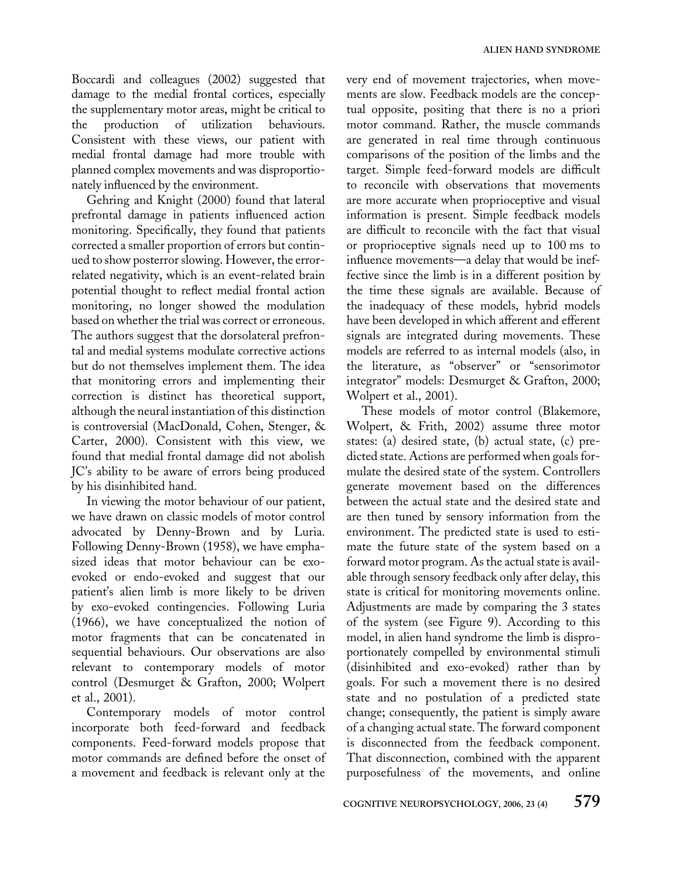Boccardi and colleagues (2002) suggested that damage to the medial frontal cortices, especially the supplementary motor areas, might be critical to the production of utilization behaviours. Consistent with these views, our patient with medial frontal damage had more trouble with planned complex movements and was disproportionately influenced by the environment.

Gehring and Knight (2000) found that lateral prefrontal damage in patients influenced action monitoring. Specifically, they found that patients corrected a smaller proportion of errors but continued to show posterror slowing. However, the error-related negativity, which is an event-related brain potential thought to reflect medial frontal action monitoring, no longer showed the modulation based on whether the trial was correct or erroneous. The authors suggest that the dorsolateral prefrontal and medial systems modulate corrective actions but do not themselves implement them. The idea that monitoring errors and implementing their correction is distinct has theoretical support, although the neural instantiation of this distinction is controversial (MacDonald, Cohen, Stenger, & Carter, 2000). Consistent with this view, we found that medial frontal damage did not abolish JC's ability to be aware of errors being produced by his disinhibited hand.

In viewing the motor behaviour of our patient, we have drawn on classic models of motor control advocated by Denny-Brown and by Luria. Following Denny-Brown (1958), we have emphasized ideas that motor behaviour can be exo-evoked or endo-evoked and suggest that our patient's alien limb is more likely to be driven by exo-evoked contingencies. Following Luria (1966), we have conceptualized the notion of motor fragments that can be concatenated in sequential behaviours. Our observations are also relevant to contemporary models of motor control (Desmurget & Grafton, 2000; Wolpert et al., 2001).

Contemporary models of motor control incorporate both feed-forward and feedback components. Feed-forward models propose that motor commands are defined before the onset of a movement and feedback is relevant only at the very end of movement trajectories, when movements are slow. Feedback models are the conceptual opposite, positing that there is no a priori motor command. Rather, the muscle commands are generated in real time through continuous comparisons of the position of the limbs and the target. Simple feed-forward models are difficult to reconcile with observations that movements are more accurate when proprioceptive and visual information is present. Simple feedback models are difficult to reconcile with the fact that visual or proprioceptive signals need up to 100 ms to influence movements—a delay that would be ineffective since the limb is in a different position by the time these signals are available. Because of the inadequacy of these models, hybrid models have been developed in which afferent and efferent signals are integrated during movements. These models are referred to as internal models (also, in the literature, as "observer" or "sensorimotor integrator" models: Desmurget & Grafton, 2000; Wolpert et al., 2001).

These models of motor control (Blakemore, Wolpert, & Frith, 2002) assume three motor states: (a) desired state, (b) actual state, (c) predicted state. Actions are performed when goals formulate the desired state of the system. Controllers generate movement based on the differences between the actual state and the desired state and are then tuned by sensory information from the environment. The predicted state is used to estimate the future state of the system based on a forward motor program. As the actual state is available through sensory feedback only after delay, this state is critical for monitoring movements online. Adjustments are made by comparing the 3 states of the system (see Figure 9). According to this model, in alien hand syndrome the limb is disproportionately compelled by environmental stimuli (disinhibited and exo-evoked) rather than by goals. For such a movement there is no desired state and no postulation of a predicted state change; consequently, the patient is simply aware of a changing actual state. The forward component is disconnected from the feedback component. That disconnection, combined with the apparent purposefulness of the movements, and online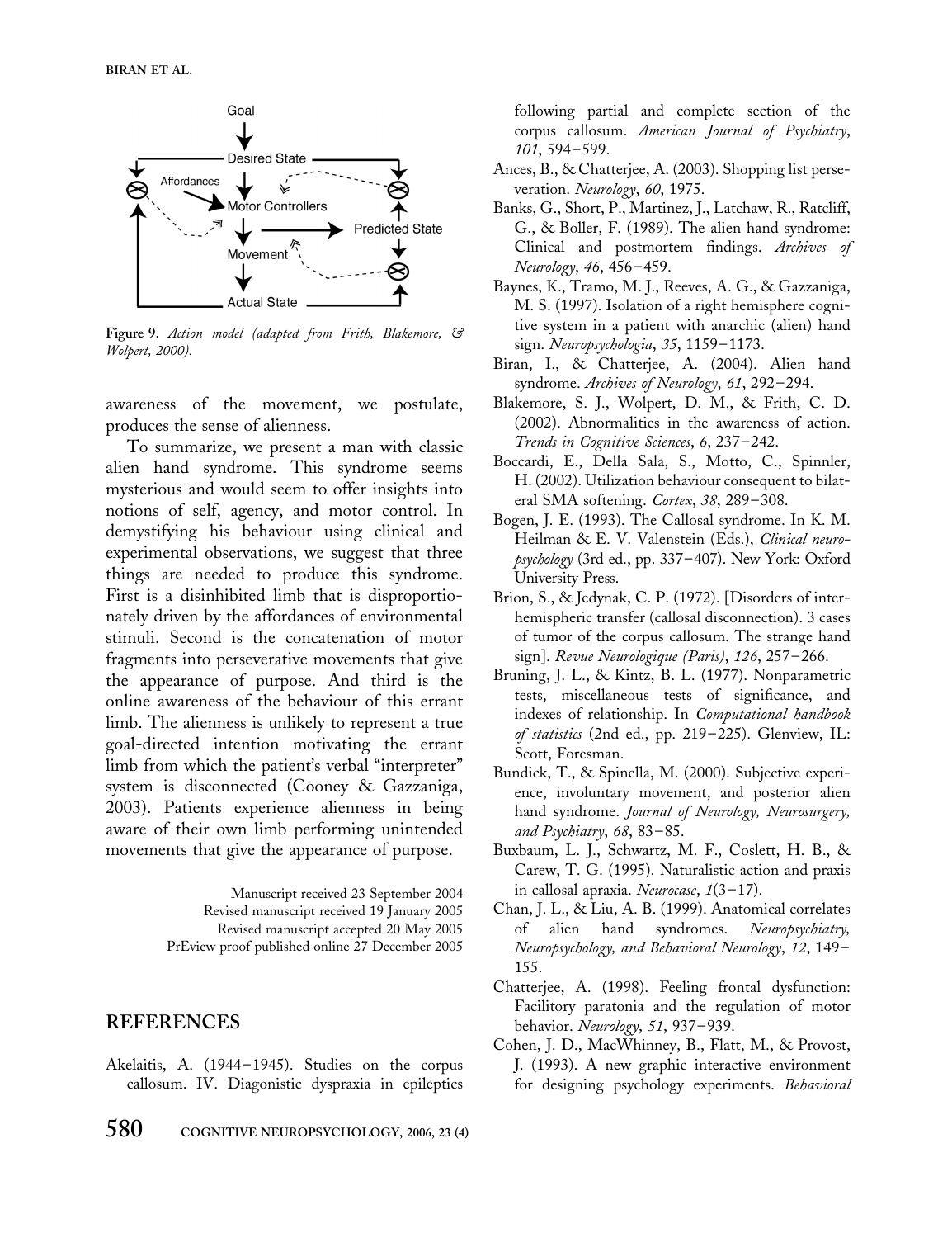Figure 9. *Action model (adapted from Frith, Blakemore, & Wolpert, 2000).*

awareness of the movement, we postulate, produces the sense of alienness.

To summarize, we present a man with classic alien hand syndrome. This syndrome seems mysterious and would seem to offer insights into notions of self, agency, and motor control. In demystifying his behaviour using clinical and experimental observations, we suggest that three things are needed to produce this syndrome. First is a disinhibited limb that is disproportionately driven by the affordances of environmental stimuli. Second is the concatenation of motor fragments into perseverative movements that give the appearance of purpose. And third is the online awareness of the behaviour of this errant limb. The alienness is unlikely to represent a true goal-directed intention motivating the errant limb from which the patient's verbal "interpreter" system is disconnected (Cooney & Gazzaniga, 2003). Patients experience alienness in being aware of their own limb performing unintended movements that give the appearance of purpose.

Manuscript received 23 September 2004
Revised manuscript received 19 January 2005
Revised manuscript accepted 20 May 2005
PrEview proof published online 27 December 2005

## REFERENCES

Akelaitis, A. (1944–1945). Studies on the corpus callosum. IV. Diagonistic dyspraxia in epileptics following partial and complete section of the corpus callosum. *American Journal of Psychiatry*, *101*, 594–599.

Ances, B., & Chatterjee, A. (2003). Shopping list perseveration. *Neurology*, *60*, 1975.

Banks, G., Short, P., Martinez, J., Latchaw, R., Ratcliff, G., & Boller, F. (1989). The alien hand syndrome: Clinical and postmortem findings. *Archives of Neurology*, *46*, 456–459.

Baynes, K., Tramo, M. J., Reeves, A. G., & Gazzaniga, M. S. (1997). Isolation of a right hemisphere cognitive system in a patient with anarchic (alien) hand sign. *Neuropsychologia*, *35*, 1159–1173.

Biran, I., & Chatterjee, A. (2004). Alien hand syndrome. *Archives of Neurology*, *61*, 292–294.

Blakemore, S. J., Wolpert, D. M., & Frith, C. D. (2002). Abnormalities in the awareness of action. *Trends in Cognitive Sciences*, *6*, 237–242.

Boccardi, E., Della Sala, S., Motto, C., Spinnler, H. (2002). Utilization behaviour consequent to bilateral SMA softening. *Cortex*, *38*, 289–308.

Bogen, J. E. (1993). The Callosal syndrome. In K. M. Heilman & E. V. Valenstein (Eds.), *Clinical neuropsychology* (3rd ed., pp. 337–407). New York: Oxford University Press.

Brion, S., & Jedynak, C. P. (1972). [Disorders of interhemispheric transfer (callosal disconnection). 3 cases of tumor of the corpus callosum. The strange hand sign]. *Revue Neurologique (Paris)*, *126*, 257–266.

Bruning, J. L., & Kintz, B. L. (1977). Nonparametric tests, miscellaneous tests of significance, and indexes of relationship. In *Computational handbook of statistics* (2nd ed., pp. 219–225). Glenview, IL: Scott, Foresman.

Bundick, T., & Spinella, M. (2000). Subjective experience, involuntary movement, and posterior alien hand syndrome. *Journal of Neurology, Neurosurgery, and Psychiatry*, *68*, 83–85.

Buxbaum, L. J., Schwartz, M. F., Coslett, H. B., & Carew, T. G. (1995). Naturalistic action and praxis in callosal apraxia. *Neurocase*, *1*(3–17).

Chan, J. L., & Liu, A. B. (1999). Anatomical correlates of alien hand syndromes. *Neuropsychiatry, Neuropsychology, and Behavioral Neurology*, *12*, 149–155.

Chatterjee, A. (1998). Feeling frontal dysfunction: Facilitory paratonia and the regulation of motor behavior. *Neurology*, *51*, 937–939.

Cohen, J. D., MacWhinney, B., Flatt, M., & Provost, J. (1993). A new graphic interactive environment for designing psychology experiments. *Behavioral*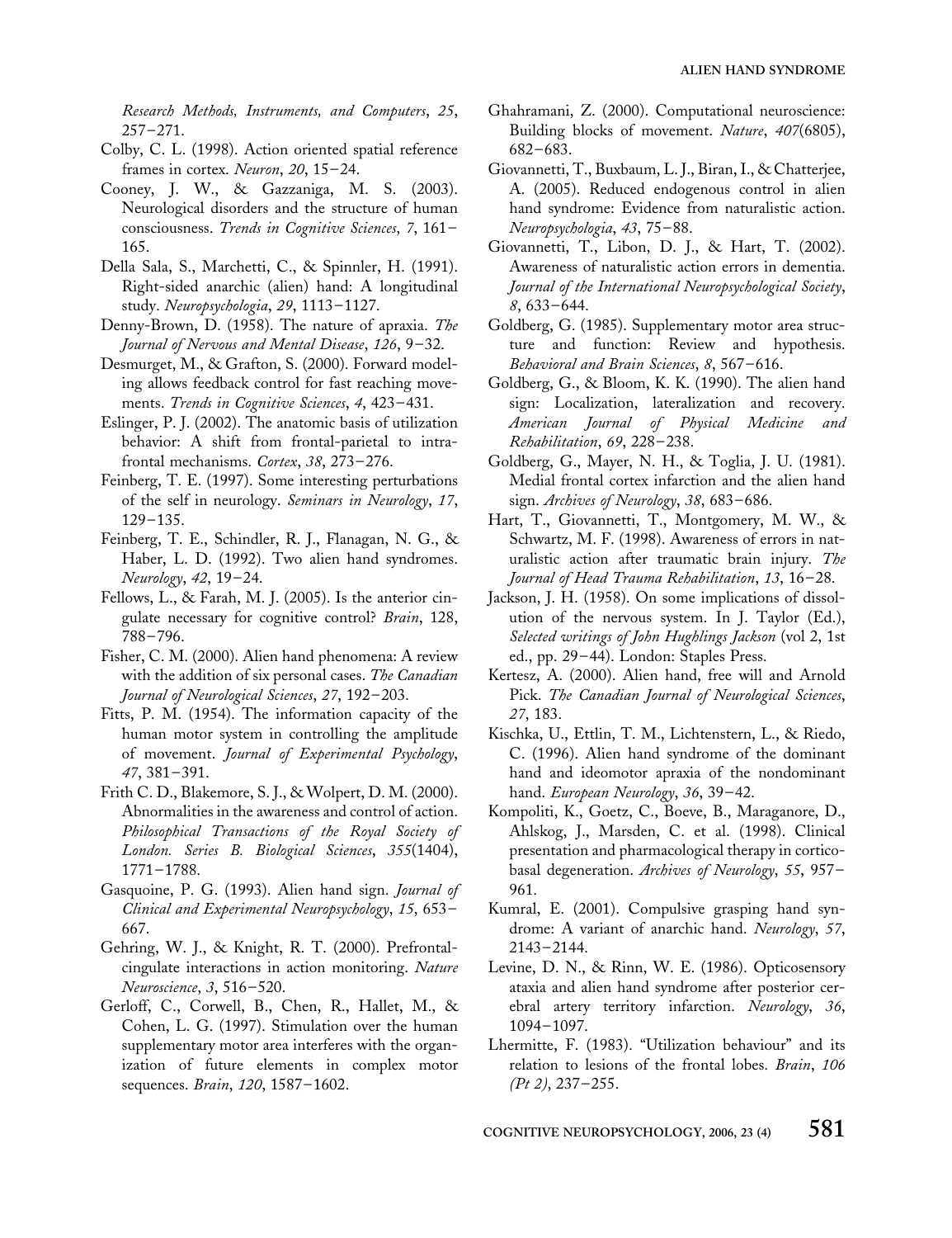*Research Methods, Instruments, and Computers*, *25*, 257–271.

Colby, C. L. (1998). Action oriented spatial reference frames in cortex. *Neuron*, *20*, 15–24.

Cooney, J. W., & Gazzaniga, M. S. (2003). Neurological disorders and the structure of human consciousness. *Trends in Cognitive Sciences*, *7*, 161–165.

Della Sala, S., Marchetti, C., & Spinnler, H. (1991). Right-sided anarchic (alien) hand: A longitudinal study. *Neuropsychologia*, *29*, 1113–1127.

Denny-Brown, D. (1958). The nature of apraxia. *The Journal of Nervous and Mental Disease*, *126*, 9–32.

Desmurget, M., & Grafton, S. (2000). Forward modeling allows feedback control for fast reaching movements. *Trends in Cognitive Sciences*, *4*, 423–431.

Eslinger, P. J. (2002). The anatomic basis of utilization behavior: A shift from frontal-parietal to intrafrontal mechanisms. *Cortex*, *38*, 273–276.

Feinberg, T. E. (1997). Some interesting perturbations of the self in neurology. *Seminars in Neurology*, *17*, 129–135.

Feinberg, T. E., Schindler, R. J., Flanagan, N. G., & Haber, L. D. (1992). Two alien hand syndromes. *Neurology*, *42*, 19–24.

Fellows, L., & Farah, M. J. (2005). Is the anterior cingulate necessary for cognitive control? *Brain*, 128, 788–796.

Fisher, C. M. (2000). Alien hand phenomena: A review with the addition of six personal cases. *The Canadian Journal of Neurological Sciences*, *27*, 192–203.

Fitts, P. M. (1954). The information capacity of the human motor system in controlling the amplitude of movement. *Journal of Experimental Psychology*, *47*, 381–391.

Frith C. D., Blakemore, S. J., & Wolpert, D. M. (2000). Abnormalities in the awareness and control of action. *Philosophical Transactions of the Royal Society of London. Series B. Biological Sciences*, *355*(1404), 1771–1788.

Gasquoine, P. G. (1993). Alien hand sign. *Journal of Clinical and Experimental Neuropsychology*, *15*, 653–667.

Gehring, W. J., & Knight, R. T. (2000). Prefrontal-cingulate interactions in action monitoring. *Nature Neuroscience*, *3*, 516–520.

Gerloff, C., Corwell, B., Chen, R., Hallet, M., & Cohen, L. G. (1997). Stimulation over the human supplementary motor area interferes with the organization of future elements in complex motor sequences. *Brain*, *120*, 1587–1602.

Ghahramani, Z. (2000). Computational neuroscience: Building blocks of movement. *Nature*, *407*(6805), 682–683.

Giovannetti, T., Buxbaum, L. J., Biran, I., & Chatterjee, A. (2005). Reduced endogenous control in alien hand syndrome: Evidence from naturalistic action. *Neuropsychologia*, *43*, 75–88.

Giovannetti, T., Libon, D. J., & Hart, T. (2002). Awareness of naturalistic action errors in dementia. *Journal of the International Neuropsychological Society*, *8*, 633–644.

Goldberg, G. (1985). Supplementary motor area structure and function: Review and hypothesis. *Behavioral and Brain Sciences*, *8*, 567–616.

Goldberg, G., & Bloom, K. K. (1990). The alien hand sign: Localization, lateralization and recovery. *American Journal of Physical Medicine and Rehabilitation*, *69*, 228–238.

Goldberg, G., Mayer, N. H., & Toglia, J. U. (1981). Medial frontal cortex infarction and the alien hand sign. *Archives of Neurology*, *38*, 683–686.

Hart, T., Giovannetti, T., Montgomery, M. W., & Schwartz, M. F. (1998). Awareness of errors in naturalistic action after traumatic brain injury. *The Journal of Head Trauma Rehabilitation*, *13*, 16–28.

Jackson, J. H. (1958). On some implications of dissolution of the nervous system. In J. Taylor (Ed.), *Selected writings of John Hughlings Jackson* (vol 2, 1st ed., pp. 29–44). London: Staples Press.

Kertesz, A. (2000). Alien hand, free will and Arnold Pick. *The Canadian Journal of Neurological Sciences*, *27*, 183.

Kischka, U., Ettlin, T. M., Lichtenstern, L., & Riedo, C. (1996). Alien hand syndrome of the dominant hand and ideomotor apraxia of the nondominant hand. *European Neurology*, *36*, 39–42.

Kompoliti, K., Goetz, C., Boeve, B., Maraganore, D., Ahlskog, J., Marsden, C. et al. (1998). Clinical presentation and pharmacological therapy in corticobasal degeneration. *Archives of Neurology*, *55*, 957–961.

Kumral, E. (2001). Compulsive grasping hand syndrome: A variant of anarchic hand. *Neurology*, *57*, 2143–2144.

Levine, D. N., & Rinn, W. E. (1986). Opticosensory ataxia and alien hand syndrome after posterior cerebral artery territory infarction. *Neurology*, *36*, 1094–1097.

Lhermitte, F. (1983). "Utilization behaviour" and its relation to lesions of the frontal lobes. *Brain*, *106 (Pt 2)*, 237–255.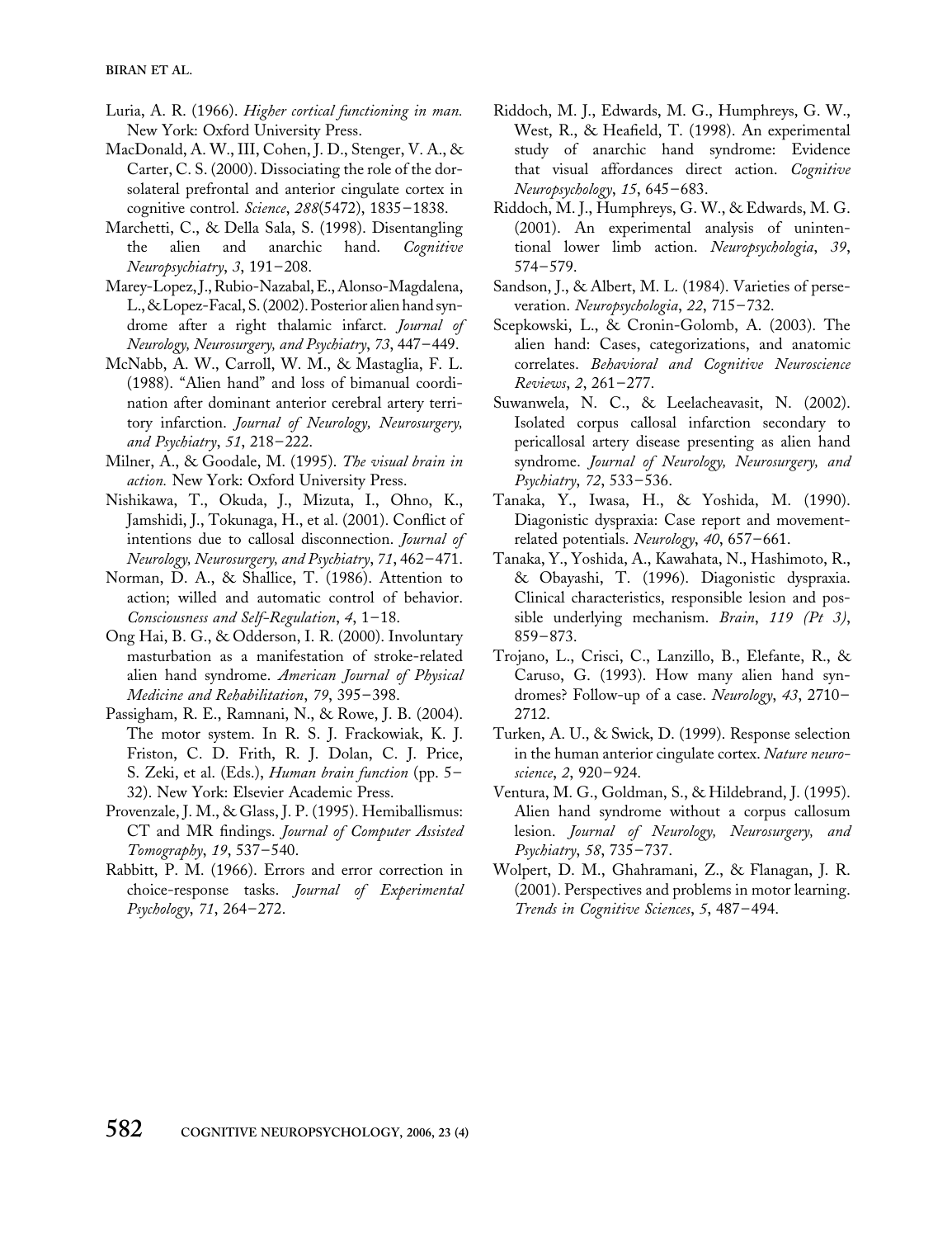Luria, A. R. (1966). *Higher cortical functioning in man.* New York: Oxford University Press.

MacDonald, A. W., III, Cohen, J. D., Stenger, V. A., & Carter, C. S. (2000). Dissociating the role of the dorsolateral prefrontal and anterior cingulate cortex in cognitive control. *Science*, *288*(5472), 1835–1838.

Marchetti, C., & Della Sala, S. (1998). Disentangling the alien and anarchic hand. *Cognitive Neuropsychiatry*, *3*, 191–208.

Marey-Lopez, J., Rubio-Nazabal, E., Alonso-Magdalena, L., & Lopez-Facal, S. (2002). Posterior alien hand syndrome after a right thalamic infarct. *Journal of Neurology, Neurosurgery, and Psychiatry*, *73*, 447–449.

McNabb, A. W., Carroll, W. M., & Mastaglia, F. L. (1988). "Alien hand" and loss of bimanual coordination after dominant anterior cerebral artery territory infarction. *Journal of Neurology, Neurosurgery, and Psychiatry*, *51*, 218–222.

Milner, A., & Goodale, M. (1995). *The visual brain in action.* New York: Oxford University Press.

Nishikawa, T., Okuda, J., Mizuta, I., Ohno, K., Jamshidi, J., Tokunaga, H., et al. (2001). Conflict of intentions due to callosal disconnection. *Journal of Neurology, Neurosurgery, and Psychiatry*, *71*, 462–471.

Norman, D. A., & Shallice, T. (1986). Attention to action; willed and automatic control of behavior. *Consciousness and Self-Regulation*, *4*, 1–18.

Ong Hai, B. G., & Odderson, I. R. (2000). Involuntary masturbation as a manifestation of stroke-related alien hand syndrome. *American Journal of Physical Medicine and Rehabilitation*, *79*, 395–398.

Passigham, R. E., Ramnani, N., & Rowe, J. B. (2004). The motor system. In R. S. J. Frackowiak, K. J. Friston, C. D. Frith, R. J. Dolan, C. J. Price, S. Zeki, et al. (Eds.), *Human brain function* (pp. 5–32). New York: Elsevier Academic Press.

Provenzale, J. M., & Glass, J. P. (1995). Hemiballismus: CT and MR findings. *Journal of Computer Assisted Tomography*, *19*, 537–540.

Rabbitt, P. M. (1966). Errors and error correction in choice-response tasks. *Journal of Experimental Psychology*, *71*, 264–272.

Riddoch, M. J., Edwards, M. G., Humphreys, G. W., West, R., & Heafield, T. (1998). An experimental study of anarchic hand syndrome: Evidence that visual affordances direct action. *Cognitive Neuropsychology*, *15*, 645–683.

Riddoch, M. J., Humphreys, G. W., & Edwards, M. G. (2001). An experimental analysis of unintentional lower limb action. *Neuropsychologia*, *39*, 574–579.

Sandson, J., & Albert, M. L. (1984). Varieties of perseveration. *Neuropsychologia*, *22*, 715–732.

Scepkowski, L., & Cronin-Golomb, A. (2003). The alien hand: Cases, categorizations, and anatomic correlates. *Behavioral and Cognitive Neuroscience Reviews*, *2*, 261–277.

Suwanwela, N. C., & Leelacheavasit, N. (2002). Isolated corpus callosal infarction secondary to pericallosal artery disease presenting as alien hand syndrome. *Journal of Neurology, Neurosurgery, and Psychiatry*, *72*, 533–536.

Tanaka, Y., Iwasa, H., & Yoshida, M. (1990). Diagonistic dyspraxia: Case report and movement-related potentials. *Neurology*, *40*, 657–661.

Tanaka, Y., Yoshida, A., Kawahata, N., Hashimoto, R., & Obayashi, T. (1996). Diagonistic dyspraxia. Clinical characteristics, responsible lesion and possible underlying mechanism. *Brain*, *119 (Pt 3)*, 859–873.

Trojano, L., Crisci, C., Lanzillo, B., Elefante, R., & Caruso, G. (1993). How many alien hand syndromes? Follow-up of a case. *Neurology*, *43*, 2710–2712.

Turken, A. U., & Swick, D. (1999). Response selection in the human anterior cingulate cortex. *Nature neuroscience*, *2*, 920–924.

Ventura, M. G., Goldman, S., & Hildebrand, J. (1995). Alien hand syndrome without a corpus callosum lesion. *Journal of Neurology, Neurosurgery, and Psychiatry*, *58*, 735–737.

Wolpert, D. M., Ghahramani, Z., & Flanagan, J. R. (2001). Perspectives and problems in motor learning. *Trends in Cognitive Sciences*, *5*, 487–494.